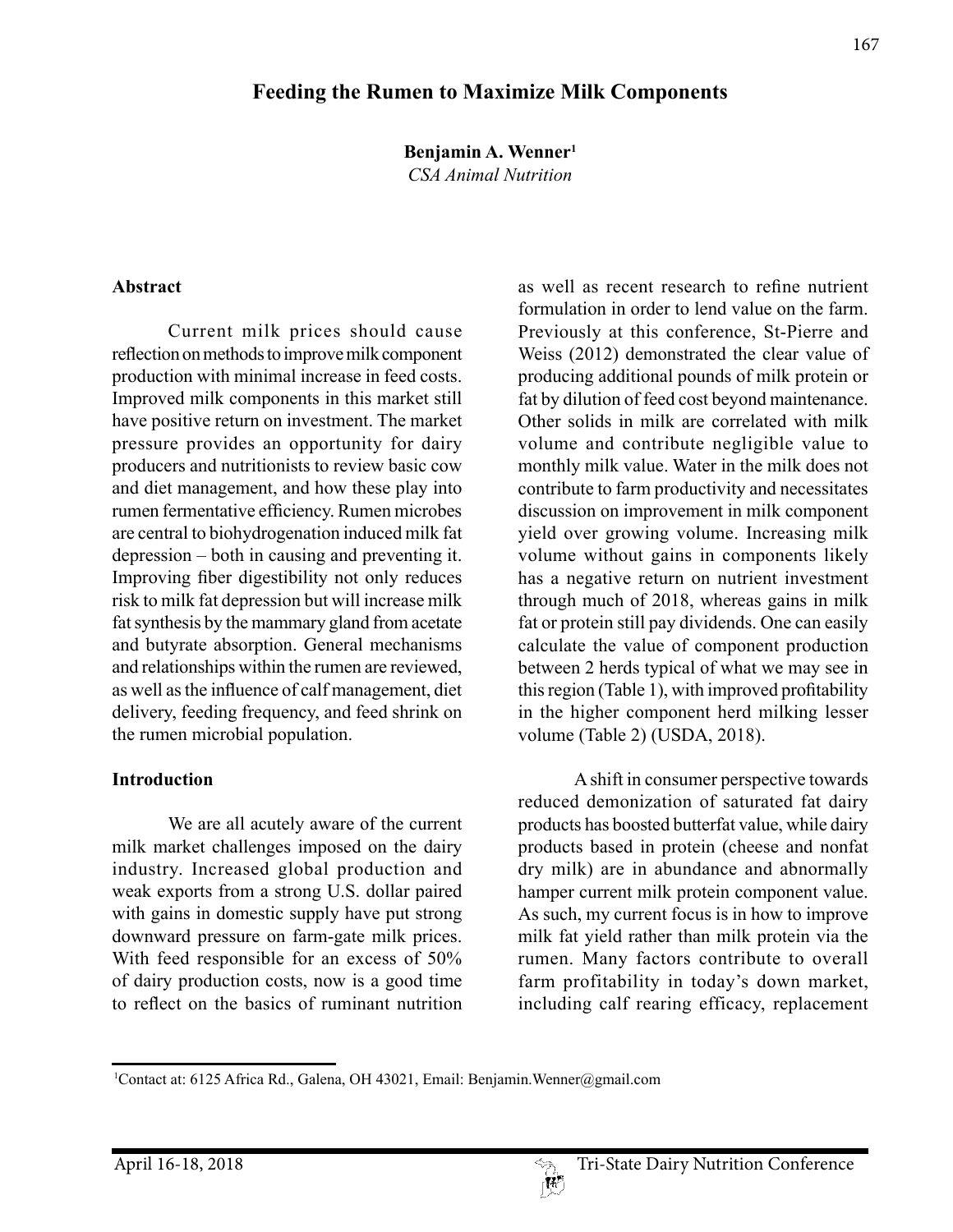# Feeding the Rumen to Maximize Milk Components

**Benjamin A. Wenner**[1]
*CSA Animal Nutrition*

### Abstract

Current milk prices should cause reflection on methods to improve milk component production with minimal increase in feed costs. Improved milk components in this market still have positive return on investment. The market pressure provides an opportunity for dairy producers and nutritionists to review basic cow and diet management, and how these play into rumen fermentative efficiency. Rumen microbes are central to biohydrogenation induced milk fat depression – both in causing and preventing it. Improving fiber digestibility not only reduces risk to milk fat depression but will increase milk fat synthesis by the mammary gland from acetate and butyrate absorption. General mechanisms and relationships within the rumen are reviewed, as well as the influence of calf management, diet delivery, feeding frequency, and feed shrink on the rumen microbial population.

### Introduction

We are all acutely aware of the current milk market challenges imposed on the dairy industry. Increased global production and weak exports from a strong U.S. dollar paired with gains in domestic supply have put strong downward pressure on farm-gate milk prices. With feed responsible for an excess of 50% of dairy production costs, now is a good time to reflect on the basics of ruminant nutrition as well as recent research to refine nutrient formulation in order to lend value on the farm. Previously at this conference, St-Pierre and Weiss (2012) demonstrated the clear value of producing additional pounds of milk protein or fat by dilution of feed cost beyond maintenance. Other solids in milk are correlated with milk volume and contribute negligible value to monthly milk value. Water in the milk does not contribute to farm productivity and necessitates discussion on improvement in milk component yield over growing volume. Increasing milk volume without gains in components likely has a negative return on nutrient investment through much of 2018, whereas gains in milk fat or protein still pay dividends. One can easily calculate the value of component production between 2 herds typical of what we may see in this region (Table 1), with improved profitability in the higher component herd milking lesser volume (Table 2) (USDA, 2018).

A shift in consumer perspective towards reduced demonization of saturated fat dairy products has boosted butterfat value, while dairy products based in protein (cheese and nonfat dry milk) are in abundance and abnormally hamper current milk protein component value. As such, my current focus is in how to improve milk fat yield rather than milk protein via the rumen. Many factors contribute to overall farm profitability in today's down market, including calf rearing efficacy, replacement

---

[1]Contact at: 6125 Africa Rd., Galena, OH 43021, Email: Benjamin.Wenner@gmail.com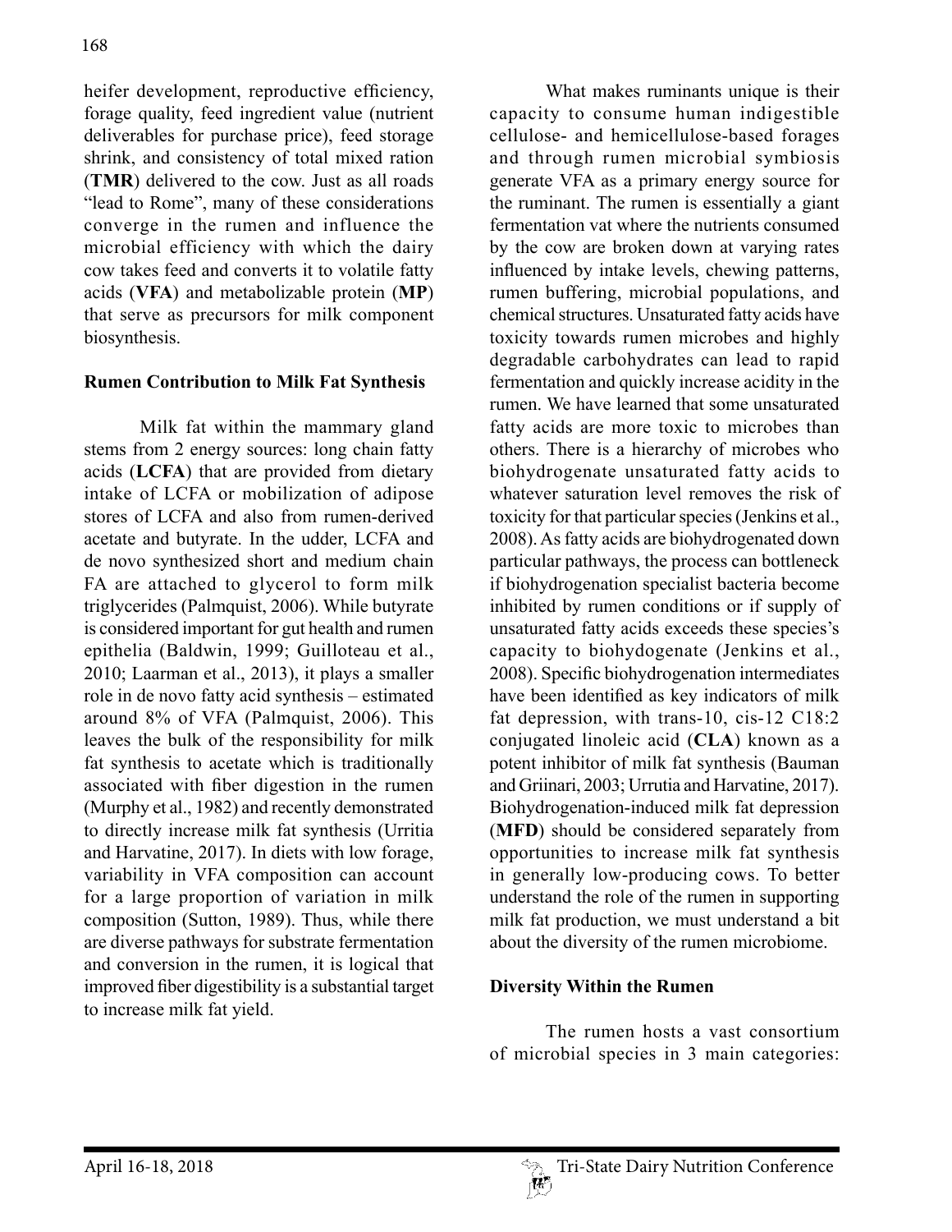heifer development, reproductive efficiency, forage quality, feed ingredient value (nutrient deliverables for purchase price), feed storage shrink, and consistency of total mixed ration (**TMR**) delivered to the cow. Just as all roads "lead to Rome", many of these considerations converge in the rumen and influence the microbial efficiency with which the dairy cow takes feed and converts it to volatile fatty acids (**VFA**) and metabolizable protein (**MP**) that serve as precursors for milk component biosynthesis.

## Rumen Contribution to Milk Fat Synthesis

Milk fat within the mammary gland stems from 2 energy sources: long chain fatty acids (**LCFA**) that are provided from dietary intake of LCFA or mobilization of adipose stores of LCFA and also from rumen-derived acetate and butyrate. In the udder, LCFA and de novo synthesized short and medium chain FA are attached to glycerol to form milk triglycerides (Palmquist, 2006). While butyrate is considered important for gut health and rumen epithelia (Baldwin, 1999; Guilloteau et al., 2010; Laarman et al., 2013), it plays a smaller role in de novo fatty acid synthesis – estimated around 8% of VFA (Palmquist, 2006). This leaves the bulk of the responsibility for milk fat synthesis to acetate which is traditionally associated with fiber digestion in the rumen (Murphy et al., 1982) and recently demonstrated to directly increase milk fat synthesis (Urritia and Harvatine, 2017). In diets with low forage, variability in VFA composition can account for a large proportion of variation in milk composition (Sutton, 1989). Thus, while there are diverse pathways for substrate fermentation and conversion in the rumen, it is logical that improved fiber digestibility is a substantial target to increase milk fat yield.

What makes ruminants unique is their capacity to consume human indigestible cellulose- and hemicellulose-based forages and through rumen microbial symbiosis generate VFA as a primary energy source for the ruminant. The rumen is essentially a giant fermentation vat where the nutrients consumed by the cow are broken down at varying rates influenced by intake levels, chewing patterns, rumen buffering, microbial populations, and chemical structures. Unsaturated fatty acids have toxicity towards rumen microbes and highly degradable carbohydrates can lead to rapid fermentation and quickly increase acidity in the rumen. We have learned that some unsaturated fatty acids are more toxic to microbes than others. There is a hierarchy of microbes who biohydrogenate unsaturated fatty acids to whatever saturation level removes the risk of toxicity for that particular species (Jenkins et al., 2008). As fatty acids are biohydrogenated down particular pathways, the process can bottleneck if biohydrogenation specialist bacteria become inhibited by rumen conditions or if supply of unsaturated fatty acids exceeds these species's capacity to biohydogenate (Jenkins et al., 2008). Specific biohydrogenation intermediates have been identified as key indicators of milk fat depression, with trans-10, cis-12 C18:2 conjugated linoleic acid (**CLA**) known as a potent inhibitor of milk fat synthesis (Bauman and Griinari, 2003; Urrutia and Harvatine, 2017). Biohydrogenation-induced milk fat depression (**MFD**) should be considered separately from opportunities to increase milk fat synthesis in generally low-producing cows. To better understand the role of the rumen in supporting milk fat production, we must understand a bit about the diversity of the rumen microbiome.

## Diversity Within the Rumen

The rumen hosts a vast consortium of microbial species in 3 main categories: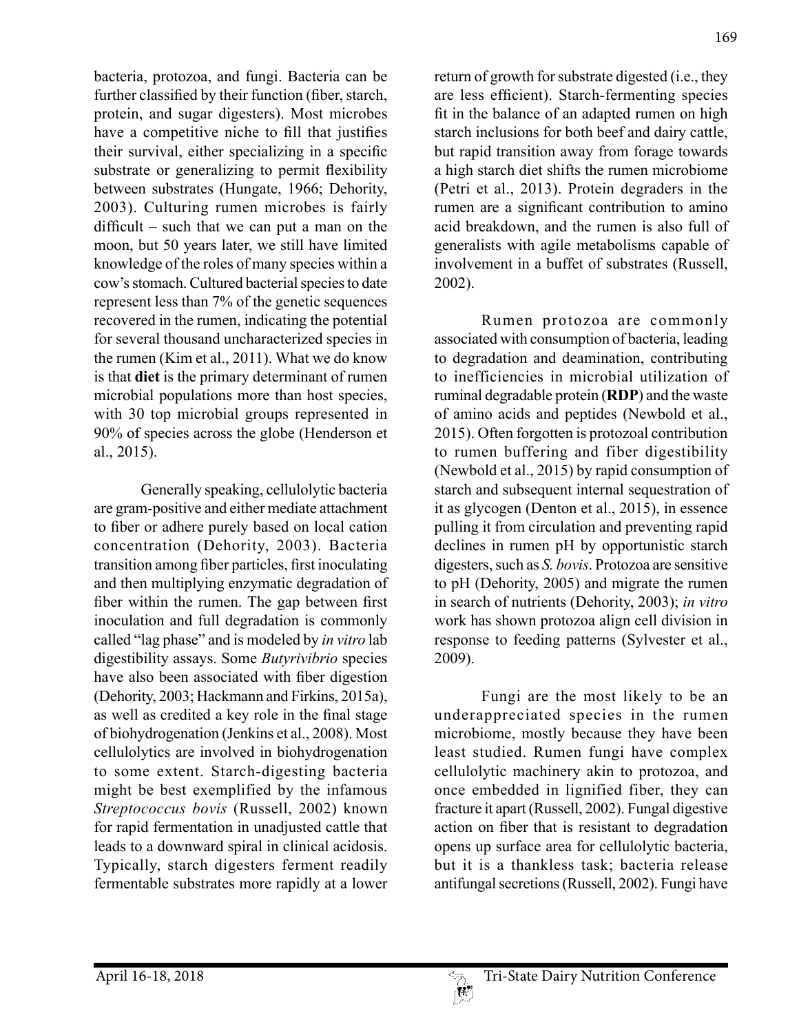bacteria, protozoa, and fungi. Bacteria can be further classified by their function (fiber, starch, protein, and sugar digesters). Most microbes have a competitive niche to fill that justifies their survival, either specializing in a specific substrate or generalizing to permit flexibility between substrates (Hungate, 1966; Dehority, 2003). Culturing rumen microbes is fairly difficult – such that we can put a man on the moon, but 50 years later, we still have limited knowledge of the roles of many species within a cow's stomach. Cultured bacterial species to date represent less than 7% of the genetic sequences recovered in the rumen, indicating the potential for several thousand uncharacterized species in the rumen (Kim et al., 2011). What we do know is that **diet** is the primary determinant of rumen microbial populations more than host species, with 30 top microbial groups represented in 90% of species across the globe (Henderson et al., 2015).

Generally speaking, cellulolytic bacteria are gram-positive and either mediate attachment to fiber or adhere purely based on local cation concentration (Dehority, 2003). Bacteria transition among fiber particles, first inoculating and then multiplying enzymatic degradation of fiber within the rumen. The gap between first inoculation and full degradation is commonly called "lag phase" and is modeled by *in vitro* lab digestibility assays. Some *Butyrivibrio* species have also been associated with fiber digestion (Dehority, 2003; Hackmann and Firkins, 2015a), as well as credited a key role in the final stage of biohydrogenation (Jenkins et al., 2008). Most cellulolytics are involved in biohydrogenation to some extent. Starch-digesting bacteria might be best exemplified by the infamous *Streptococcus bovis* (Russell, 2002) known for rapid fermentation in unadjusted cattle that leads to a downward spiral in clinical acidosis. Typically, starch digesters ferment readily fermentable substrates more rapidly at a lower return of growth for substrate digested (i.e., they are less efficient). Starch-fermenting species fit in the balance of an adapted rumen on high starch inclusions for both beef and dairy cattle, but rapid transition away from forage towards a high starch diet shifts the rumen microbiome (Petri et al., 2013). Protein degraders in the rumen are a significant contribution to amino acid breakdown, and the rumen is also full of generalists with agile metabolisms capable of involvement in a buffet of substrates (Russell, 2002).

Rumen protozoa are commonly associated with consumption of bacteria, leading to degradation and deamination, contributing to inefficiencies in microbial utilization of ruminal degradable protein (**RDP**) and the waste of amino acids and peptides (Newbold et al., 2015). Often forgotten is protozoal contribution to rumen buffering and fiber digestibility (Newbold et al., 2015) by rapid consumption of starch and subsequent internal sequestration of it as glycogen (Denton et al., 2015), in essence pulling it from circulation and preventing rapid declines in rumen pH by opportunistic starch digesters, such as *S. bovis*. Protozoa are sensitive to pH (Dehority, 2005) and migrate the rumen in search of nutrients (Dehority, 2003); *in vitro* work has shown protozoa align cell division in response to feeding patterns (Sylvester et al., 2009).

Fungi are the most likely to be an underappreciated species in the rumen microbiome, mostly because they have been least studied. Rumen fungi have complex cellulolytic machinery akin to protozoa, and once embedded in lignified fiber, they can fracture it apart (Russell, 2002). Fungal digestive action on fiber that is resistant to degradation opens up surface area for cellulolytic bacteria, but it is a thankless task; bacteria release antifungal secretions (Russell, 2002). Fungi have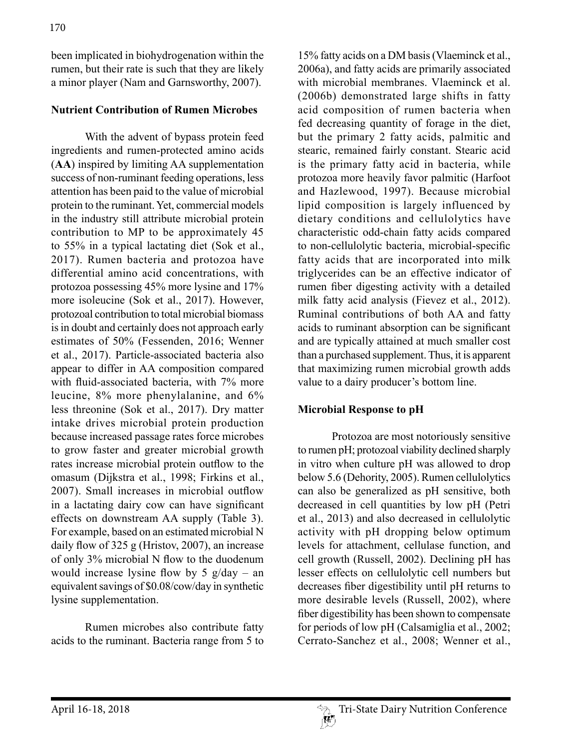been implicated in biohydrogenation within the rumen, but their rate is such that they are likely a minor player (Nam and Garnsworthy, 2007).

### Nutrient Contribution of Rumen Microbes

With the advent of bypass protein feed ingredients and rumen-protected amino acids (**AA**) inspired by limiting AA supplementation success of non-ruminant feeding operations, less attention has been paid to the value of microbial protein to the ruminant. Yet, commercial models in the industry still attribute microbial protein contribution to MP to be approximately 45 to 55% in a typical lactating diet (Sok et al., 2017). Rumen bacteria and protozoa have differential amino acid concentrations, with protozoa possessing 45% more lysine and 17% more isoleucine (Sok et al., 2017). However, protozoal contribution to total microbial biomass is in doubt and certainly does not approach early estimates of 50% (Fessenden, 2016; Wenner et al., 2017). Particle-associated bacteria also appear to differ in AA composition compared with fluid-associated bacteria, with 7% more leucine, 8% more phenylalanine, and 6% less threonine (Sok et al., 2017). Dry matter intake drives microbial protein production because increased passage rates force microbes to grow faster and greater microbial growth rates increase microbial protein outflow to the omasum (Dijkstra et al., 1998; Firkins et al., 2007). Small increases in microbial outflow in a lactating dairy cow can have significant effects on downstream AA supply (Table 3). For example, based on an estimated microbial N daily flow of 325 g (Hristov, 2007), an increase of only 3% microbial N flow to the duodenum would increase lysine flow by 5 g/day – an equivalent savings of $0.08/cow/day in synthetic lysine supplementation.

Rumen microbes also contribute fatty acids to the ruminant. Bacteria range from 5 to 15% fatty acids on a DM basis (Vlaeminck et al., 2006a), and fatty acids are primarily associated with microbial membranes. Vlaeminck et al. (2006b) demonstrated large shifts in fatty acid composition of rumen bacteria when fed decreasing quantity of forage in the diet, but the primary 2 fatty acids, palmitic and stearic, remained fairly constant. Stearic acid is the primary fatty acid in bacteria, while protozoa more heavily favor palmitic (Harfoot and Hazlewood, 1997). Because microbial lipid composition is largely influenced by dietary conditions and cellulolytics have characteristic odd-chain fatty acids compared to non-cellulolytic bacteria, microbial-specific fatty acids that are incorporated into milk triglycerides can be an effective indicator of rumen fiber digesting activity with a detailed milk fatty acid analysis (Fievez et al., 2012). Ruminal contributions of both AA and fatty acids to ruminant absorption can be significant and are typically attained at much smaller cost than a purchased supplement. Thus, it is apparent that maximizing rumen microbial growth adds value to a dairy producer's bottom line.

### Microbial Response to pH

Protozoa are most notoriously sensitive to rumen pH; protozoal viability declined sharply in vitro when culture pH was allowed to drop below 5.6 (Dehority, 2005). Rumen cellulolytics can also be generalized as pH sensitive, both decreased in cell quantities by low pH (Petri et al., 2013) and also decreased in cellulolytic activity with pH dropping below optimum levels for attachment, cellulase function, and cell growth (Russell, 2002). Declining pH has lesser effects on cellulolytic cell numbers but decreases fiber digestibility until pH returns to more desirable levels (Russell, 2002), where fiber digestibility has been shown to compensate for periods of low pH (Calsamiglia et al., 2002; Cerrato-Sanchez et al., 2008; Wenner et al.,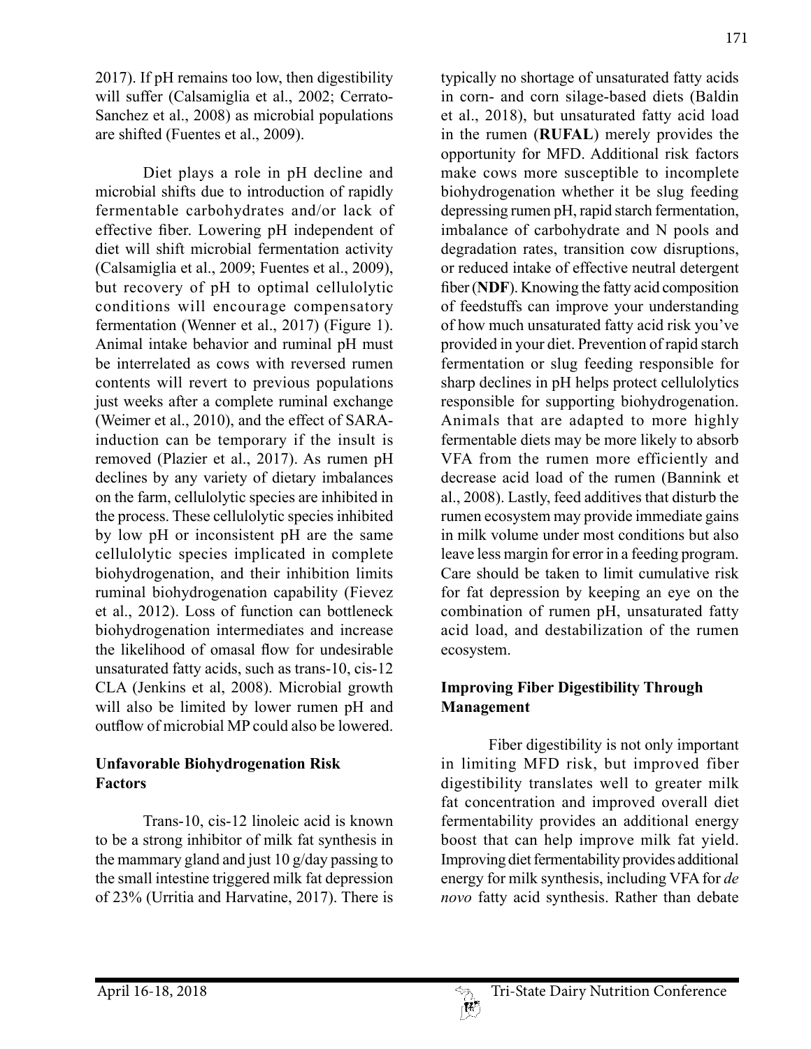2017). If pH remains too low, then digestibility will suffer (Calsamiglia et al., 2002; Cerrato-Sanchez et al., 2008) as microbial populations are shifted (Fuentes et al., 2009).

Diet plays a role in pH decline and microbial shifts due to introduction of rapidly fermentable carbohydrates and/or lack of effective fiber. Lowering pH independent of diet will shift microbial fermentation activity (Calsamiglia et al., 2009; Fuentes et al., 2009), but recovery of pH to optimal cellulolytic conditions will encourage compensatory fermentation (Wenner et al., 2017) (Figure 1). Animal intake behavior and ruminal pH must be interrelated as cows with reversed rumen contents will revert to previous populations just weeks after a complete ruminal exchange (Weimer et al., 2010), and the effect of SARA-induction can be temporary if the insult is removed (Plazier et al., 2017). As rumen pH declines by any variety of dietary imbalances on the farm, cellulolytic species are inhibited in the process. These cellulolytic species inhibited by low pH or inconsistent pH are the same cellulolytic species implicated in complete biohydrogenation, and their inhibition limits ruminal biohydrogenation capability (Fievez et al., 2012). Loss of function can bottleneck biohydrogenation intermediates and increase the likelihood of omasal flow for undesirable unsaturated fatty acids, such as trans-10, cis-12 CLA (Jenkins et al, 2008). Microbial growth will also be limited by lower rumen pH and outflow of microbial MP could also be lowered.

### Unfavorable Biohydrogenation Risk Factors

Trans-10, cis-12 linoleic acid is known to be a strong inhibitor of milk fat synthesis in the mammary gland and just 10 g/day passing to the small intestine triggered milk fat depression of 23% (Urritia and Harvatine, 2017). There is typically no shortage of unsaturated fatty acids in corn- and corn silage-based diets (Baldin et al., 2018), but unsaturated fatty acid load in the rumen (**RUFAL**) merely provides the opportunity for MFD. Additional risk factors make cows more susceptible to incomplete biohydrogenation whether it be slug feeding depressing rumen pH, rapid starch fermentation, imbalance of carbohydrate and N pools and degradation rates, transition cow disruptions, or reduced intake of effective neutral detergent fiber (**NDF**). Knowing the fatty acid composition of feedstuffs can improve your understanding of how much unsaturated fatty acid risk you've provided in your diet. Prevention of rapid starch fermentation or slug feeding responsible for sharp declines in pH helps protect cellulolytics responsible for supporting biohydrogenation. Animals that are adapted to more highly fermentable diets may be more likely to absorb VFA from the rumen more efficiently and decrease acid load of the rumen (Bannink et al., 2008). Lastly, feed additives that disturb the rumen ecosystem may provide immediate gains in milk volume under most conditions but also leave less margin for error in a feeding program. Care should be taken to limit cumulative risk for fat depression by keeping an eye on the combination of rumen pH, unsaturated fatty acid load, and destabilization of the rumen ecosystem.

### Improving Fiber Digestibility Through Management

Fiber digestibility is not only important in limiting MFD risk, but improved fiber digestibility translates well to greater milk fat concentration and improved overall diet fermentability provides an additional energy boost that can help improve milk fat yield. Improving diet fermentability provides additional energy for milk synthesis, including VFA for *de novo* fatty acid synthesis. Rather than debate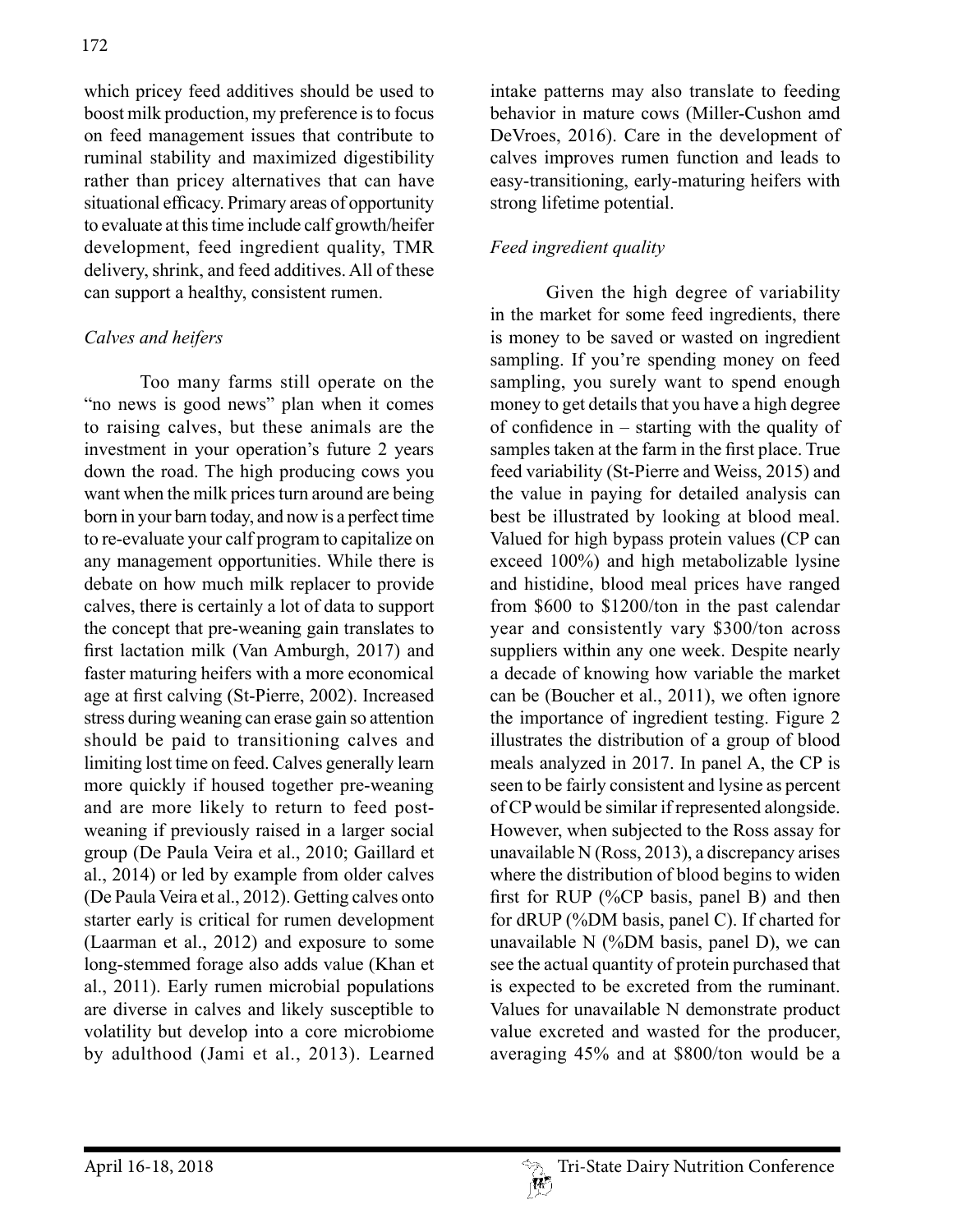which pricey feed additives should be used to boost milk production, my preference is to focus on feed management issues that contribute to ruminal stability and maximized digestibility rather than pricey alternatives that can have situational efficacy. Primary areas of opportunity to evaluate at this time include calf growth/heifer development, feed ingredient quality, TMR delivery, shrink, and feed additives. All of these can support a healthy, consistent rumen.

*Calves and heifers*

Too many farms still operate on the "no news is good news" plan when it comes to raising calves, but these animals are the investment in your operation's future 2 years down the road. The high producing cows you want when the milk prices turn around are being born in your barn today, and now is a perfect time to re-evaluate your calf program to capitalize on any management opportunities. While there is debate on how much milk replacer to provide calves, there is certainly a lot of data to support the concept that pre-weaning gain translates to first lactation milk (Van Amburgh, 2017) and faster maturing heifers with a more economical age at first calving (St-Pierre, 2002). Increased stress during weaning can erase gain so attention should be paid to transitioning calves and limiting lost time on feed. Calves generally learn more quickly if housed together pre-weaning and are more likely to return to feed post-weaning if previously raised in a larger social group (De Paula Veira et al., 2010; Gaillard et al., 2014) or led by example from older calves (De Paula Veira et al., 2012). Getting calves onto starter early is critical for rumen development (Laarman et al., 2012) and exposure to some long-stemmed forage also adds value (Khan et al., 2011). Early rumen microbial populations are diverse in calves and likely susceptible to volatility but develop into a core microbiome by adulthood (Jami et al., 2013). Learned intake patterns may also translate to feeding behavior in mature cows (Miller-Cushon amd DeVroes, 2016). Care in the development of calves improves rumen function and leads to easy-transitioning, early-maturing heifers with strong lifetime potential.

*Feed ingredient quality*

Given the high degree of variability in the market for some feed ingredients, there is money to be saved or wasted on ingredient sampling. If you're spending money on feed sampling, you surely want to spend enough money to get details that you have a high degree of confidence in – starting with the quality of samples taken at the farm in the first place. True feed variability (St-Pierre and Weiss, 2015) and the value in paying for detailed analysis can best be illustrated by looking at blood meal. Valued for high bypass protein values (CP can exceed 100%) and high metabolizable lysine and histidine, blood meal prices have ranged from $600 to $1200/ton in the past calendar year and consistently vary $300/ton across suppliers within any one week. Despite nearly a decade of knowing how variable the market can be (Boucher et al., 2011), we often ignore the importance of ingredient testing. Figure 2 illustrates the distribution of a group of blood meals analyzed in 2017. In panel A, the CP is seen to be fairly consistent and lysine as percent of CP would be similar if represented alongside. However, when subjected to the Ross assay for unavailable N (Ross, 2013), a discrepancy arises where the distribution of blood begins to widen first for RUP (%CP basis, panel B) and then for dRUP (%DM basis, panel C). If charted for unavailable N (%DM basis, panel D), we can see the actual quantity of protein purchased that is expected to be excreted from the ruminant. Values for unavailable N demonstrate product value excreted and wasted for the producer, averaging 45% and at $800/ton would be a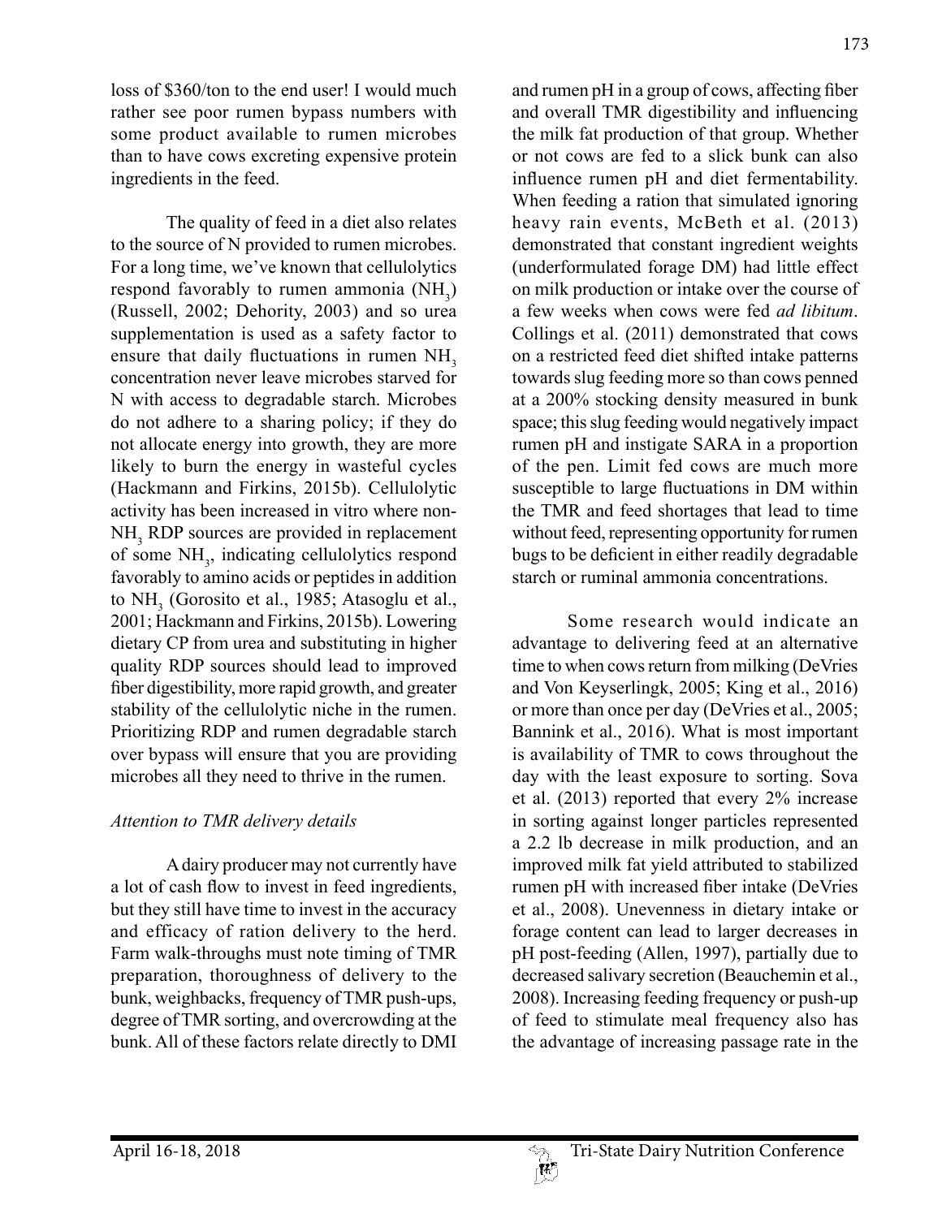loss of $360/ton to the end user! I would much rather see poor rumen bypass numbers with some product available to rumen microbes than to have cows excreting expensive protein ingredients in the feed.

The quality of feed in a diet also relates to the source of N provided to rumen microbes. For a long time, we've known that cellulolytics respond favorably to rumen ammonia ($NH_3$) (Russell, 2002; Dehority, 2003) and so urea supplementation is used as a safety factor to ensure that daily fluctuations in rumen $NH_3$ concentration never leave microbes starved for N with access to degradable starch. Microbes do not adhere to a sharing policy; if they do not allocate energy into growth, they are more likely to burn the energy in wasteful cycles (Hackmann and Firkins, 2015b). Cellulolytic activity has been increased in vitro where non-$NH_3$ RDP sources are provided in replacement of some $NH_3$, indicating cellulolytics respond favorably to amino acids or peptides in addition to $NH_3$ (Gorosito et al., 1985; Atasoglu et al., 2001; Hackmann and Firkins, 2015b). Lowering dietary CP from urea and substituting in higher quality RDP sources should lead to improved fiber digestibility, more rapid growth, and greater stability of the cellulolytic niche in the rumen. Prioritizing RDP and rumen degradable starch over bypass will ensure that you are providing microbes all they need to thrive in the rumen.

*Attention to TMR delivery details*

A dairy producer may not currently have a lot of cash flow to invest in feed ingredients, but they still have time to invest in the accuracy and efficacy of ration delivery to the herd. Farm walk-throughs must note timing of TMR preparation, thoroughness of delivery to the bunk, weighbacks, frequency of TMR push-ups, degree of TMR sorting, and overcrowding at the bunk. All of these factors relate directly to DMI and rumen pH in a group of cows, affecting fiber and overall TMR digestibility and influencing the milk fat production of that group. Whether or not cows are fed to a slick bunk can also influence rumen pH and diet fermentability. When feeding a ration that simulated ignoring heavy rain events, McBeth et al. (2013) demonstrated that constant ingredient weights (underformulated forage DM) had little effect on milk production or intake over the course of a few weeks when cows were fed *ad libitum*. Collings et al. (2011) demonstrated that cows on a restricted feed diet shifted intake patterns towards slug feeding more so than cows penned at a 200% stocking density measured in bunk space; this slug feeding would negatively impact rumen pH and instigate SARA in a proportion of the pen. Limit fed cows are much more susceptible to large fluctuations in DM within the TMR and feed shortages that lead to time without feed, representing opportunity for rumen bugs to be deficient in either readily degradable starch or ruminal ammonia concentrations.

Some research would indicate an advantage to delivering feed at an alternative time to when cows return from milking (DeVries and Von Keyserlingk, 2005; King et al., 2016) or more than once per day (DeVries et al., 2005; Bannink et al., 2016). What is most important is availability of TMR to cows throughout the day with the least exposure to sorting. Sova et al. (2013) reported that every 2% increase in sorting against longer particles represented a 2.2 lb decrease in milk production, and an improved milk fat yield attributed to stabilized rumen pH with increased fiber intake (DeVries et al., 2008). Unevenness in dietary intake or forage content can lead to larger decreases in pH post-feeding (Allen, 1997), partially due to decreased salivary secretion (Beauchemin et al., 2008). Increasing feeding frequency or push-up of feed to stimulate meal frequency also has the advantage of increasing passage rate in the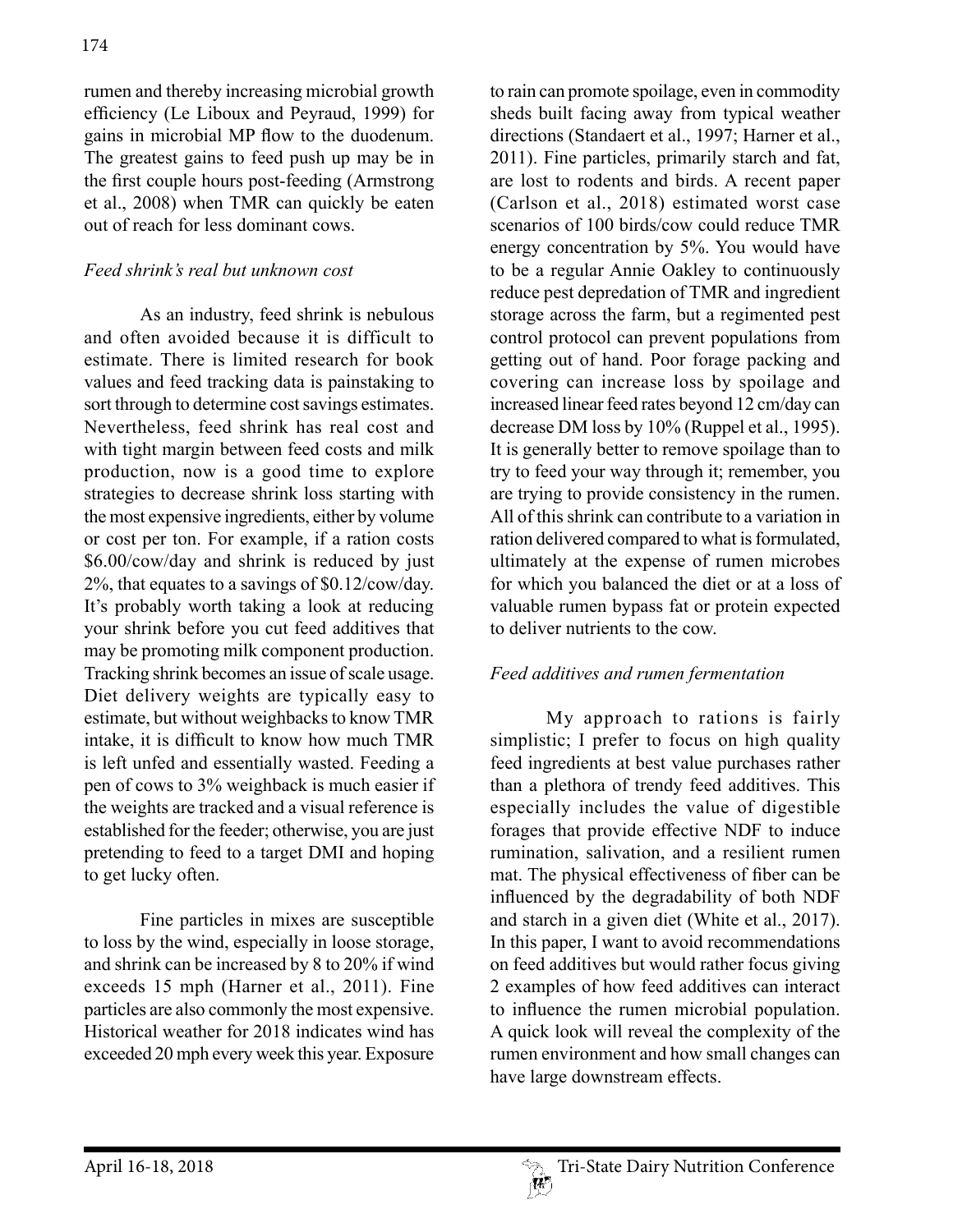rumen and thereby increasing microbial growth efficiency (Le Liboux and Peyraud, 1999) for gains in microbial MP flow to the duodenum. The greatest gains to feed push up may be in the first couple hours post-feeding (Armstrong et al., 2008) when TMR can quickly be eaten out of reach for less dominant cows.

### *Feed shrink's real but unknown cost*

As an industry, feed shrink is nebulous and often avoided because it is difficult to estimate. There is limited research for book values and feed tracking data is painstaking to sort through to determine cost savings estimates. Nevertheless, feed shrink has real cost and with tight margin between feed costs and milk production, now is a good time to explore strategies to decrease shrink loss starting with the most expensive ingredients, either by volume or cost per ton. For example, if a ration costs \$6.00/cow/day and shrink is reduced by just 2%, that equates to a savings of \$0.12/cow/day. It's probably worth taking a look at reducing your shrink before you cut feed additives that may be promoting milk component production. Tracking shrink becomes an issue of scale usage. Diet delivery weights are typically easy to estimate, but without weighbacks to know TMR intake, it is difficult to know how much TMR is left unfed and essentially wasted. Feeding a pen of cows to 3% weighback is much easier if the weights are tracked and a visual reference is established for the feeder; otherwise, you are just pretending to feed to a target DMI and hoping to get lucky often.

Fine particles in mixes are susceptible to loss by the wind, especially in loose storage, and shrink can be increased by 8 to 20% if wind exceeds 15 mph (Harner et al., 2011). Fine particles are also commonly the most expensive. Historical weather for 2018 indicates wind has exceeded 20 mph every week this year. Exposure to rain can promote spoilage, even in commodity sheds built facing away from typical weather directions (Standaert et al., 1997; Harner et al., 2011). Fine particles, primarily starch and fat, are lost to rodents and birds. A recent paper (Carlson et al., 2018) estimated worst case scenarios of 100 birds/cow could reduce TMR energy concentration by 5%. You would have to be a regular Annie Oakley to continuously reduce pest depredation of TMR and ingredient storage across the farm, but a regimented pest control protocol can prevent populations from getting out of hand. Poor forage packing and covering can increase loss by spoilage and increased linear feed rates beyond 12 cm/day can decrease DM loss by 10% (Ruppel et al., 1995). It is generally better to remove spoilage than to try to feed your way through it; remember, you are trying to provide consistency in the rumen. All of this shrink can contribute to a variation in ration delivered compared to what is formulated, ultimately at the expense of rumen microbes for which you balanced the diet or at a loss of valuable rumen bypass fat or protein expected to deliver nutrients to the cow.

### *Feed additives and rumen fermentation*

My approach to rations is fairly simplistic; I prefer to focus on high quality feed ingredients at best value purchases rather than a plethora of trendy feed additives. This especially includes the value of digestible forages that provide effective NDF to induce rumination, salivation, and a resilient rumen mat. The physical effectiveness of fiber can be influenced by the degradability of both NDF and starch in a given diet (White et al., 2017). In this paper, I want to avoid recommendations on feed additives but would rather focus giving 2 examples of how feed additives can interact to influence the rumen microbial population. A quick look will reveal the complexity of the rumen environment and how small changes can have large downstream effects.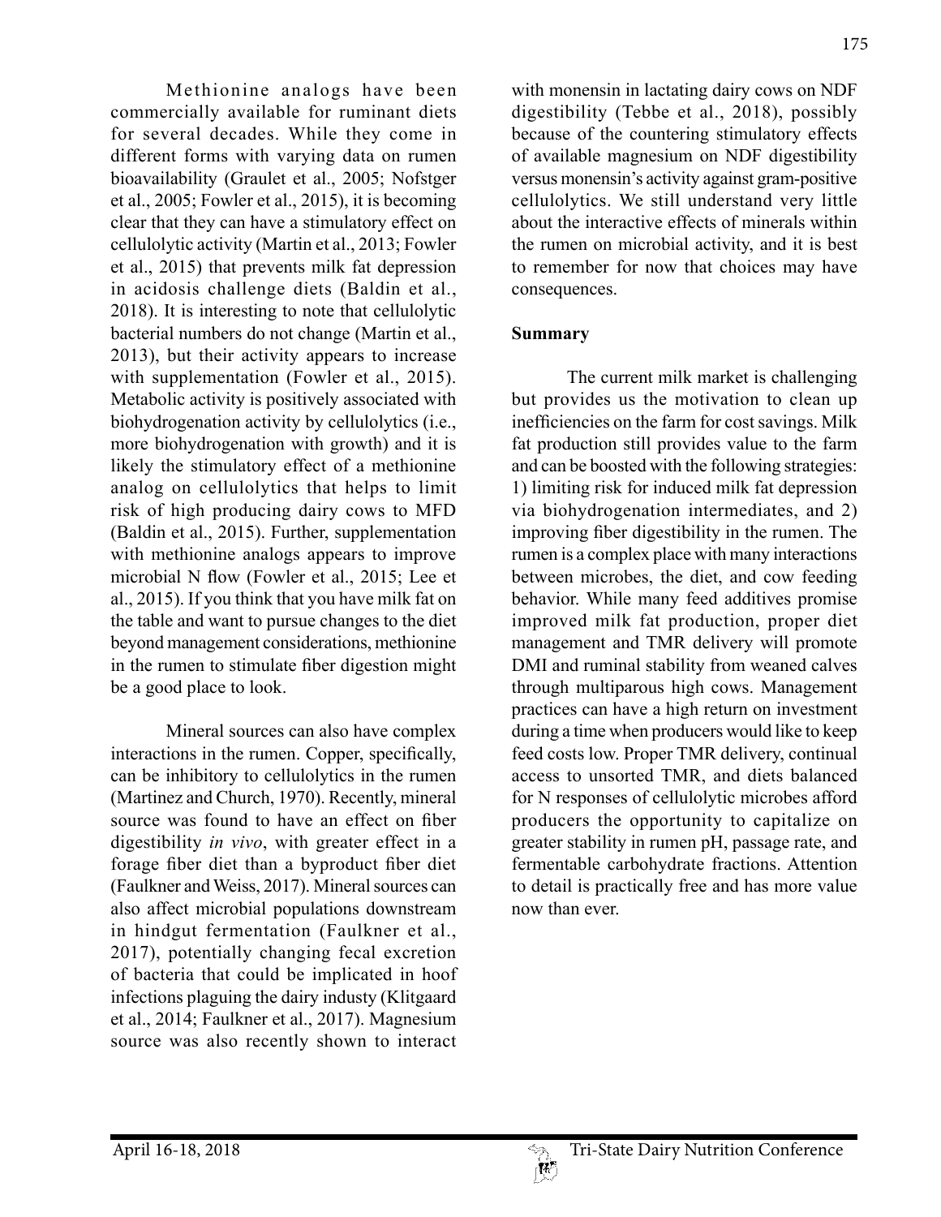Methionine analogs have been commercially available for ruminant diets for several decades. While they come in different forms with varying data on rumen bioavailability (Graulet et al., 2005; Nofstger et al., 2005; Fowler et al., 2015), it is becoming clear that they can have a stimulatory effect on cellulolytic activity (Martin et al., 2013; Fowler et al., 2015) that prevents milk fat depression in acidosis challenge diets (Baldin et al., 2018). It is interesting to note that cellulolytic bacterial numbers do not change (Martin et al., 2013), but their activity appears to increase with supplementation (Fowler et al., 2015). Metabolic activity is positively associated with biohydrogenation activity by cellulolytics (i.e., more biohydrogenation with growth) and it is likely the stimulatory effect of a methionine analog on cellulolytics that helps to limit risk of high producing dairy cows to MFD (Baldin et al., 2015). Further, supplementation with methionine analogs appears to improve microbial N flow (Fowler et al., 2015; Lee et al., 2015). If you think that you have milk fat on the table and want to pursue changes to the diet beyond management considerations, methionine in the rumen to stimulate fiber digestion might be a good place to look.

Mineral sources can also have complex interactions in the rumen. Copper, specifically, can be inhibitory to cellulolytics in the rumen (Martinez and Church, 1970). Recently, mineral source was found to have an effect on fiber digestibility *in vivo*, with greater effect in a forage fiber diet than a byproduct fiber diet (Faulkner and Weiss, 2017). Mineral sources can also affect microbial populations downstream in hindgut fermentation (Faulkner et al., 2017), potentially changing fecal excretion of bacteria that could be implicated in hoof infections plaguing the dairy industy (Klitgaard et al., 2014; Faulkner et al., 2017). Magnesium source was also recently shown to interact with monensin in lactating dairy cows on NDF digestibility (Tebbe et al., 2018), possibly because of the countering stimulatory effects of available magnesium on NDF digestibility versus monensin's activity against gram-positive cellulolytics. We still understand very little about the interactive effects of minerals within the rumen on microbial activity, and it is best to remember for now that choices may have consequences.

## Summary

The current milk market is challenging but provides us the motivation to clean up inefficiencies on the farm for cost savings. Milk fat production still provides value to the farm and can be boosted with the following strategies: 1) limiting risk for induced milk fat depression via biohydrogenation intermediates, and 2) improving fiber digestibility in the rumen. The rumen is a complex place with many interactions between microbes, the diet, and cow feeding behavior. While many feed additives promise improved milk fat production, proper diet management and TMR delivery will promote DMI and ruminal stability from weaned calves through multiparous high cows. Management practices can have a high return on investment during a time when producers would like to keep feed costs low. Proper TMR delivery, continual access to unsorted TMR, and diets balanced for N responses of cellulolytic microbes afford producers the opportunity to capitalize on greater stability in rumen pH, passage rate, and fermentable carbohydrate fractions. Attention to detail is practically free and has more value now than ever.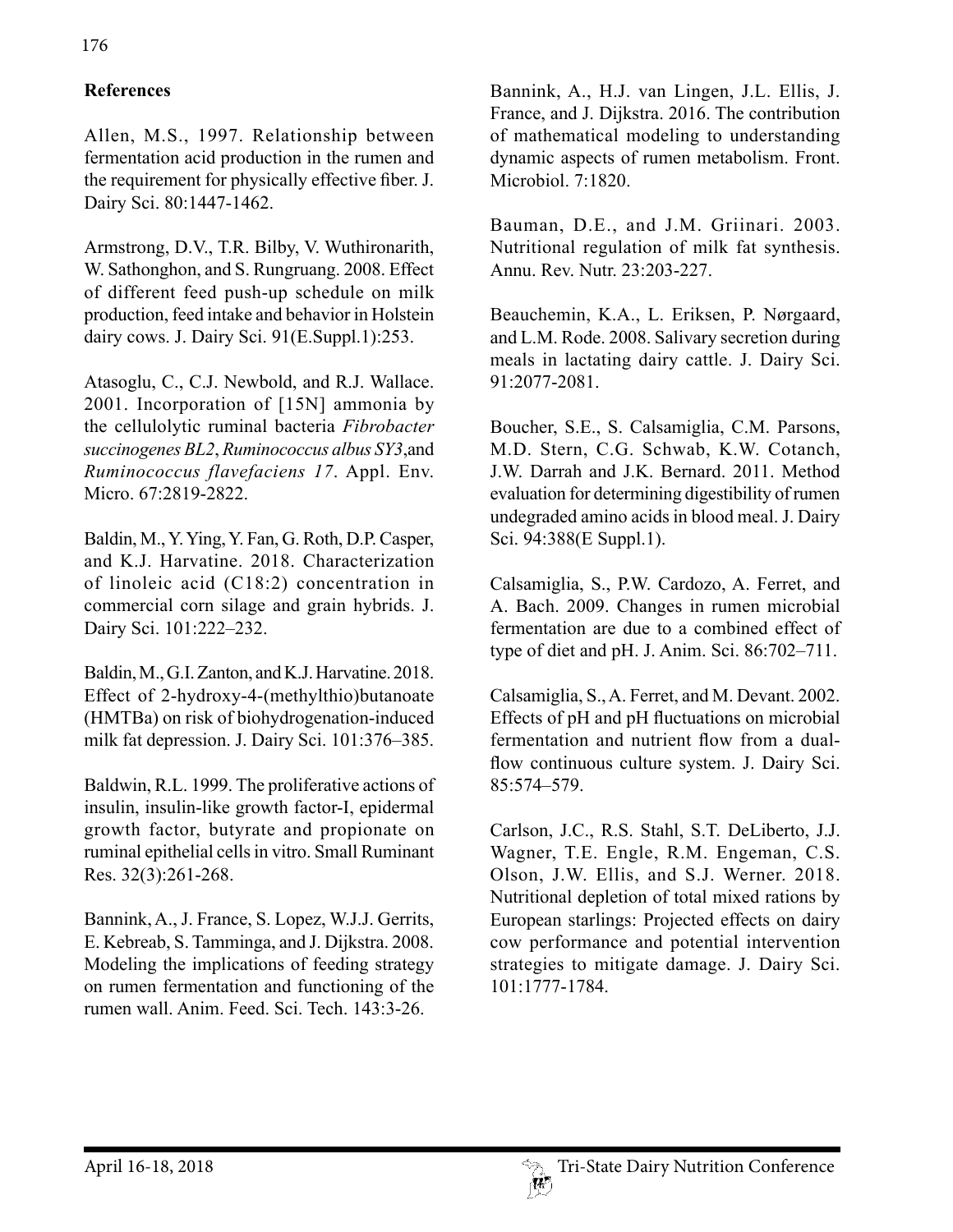## References

Allen, M.S., 1997. Relationship between fermentation acid production in the rumen and the requirement for physically effective fiber. J. Dairy Sci. 80:1447-1462.

Armstrong, D.V., T.R. Bilby, V. Wuthironarith, W. Sathonghon, and S. Rungruang. 2008. Effect of different feed push-up schedule on milk production, feed intake and behavior in Holstein dairy cows. J. Dairy Sci. 91(E.Suppl.1):253.

Atasoglu, C., C.J. Newbold, and R.J. Wallace. 2001. Incorporation of [15N] ammonia by the cellulolytic ruminal bacteria *Fibrobacter succinogenes BL2*, *Ruminococcus albus SY3*,and *Ruminococcus flavefaciens 17*. Appl. Env. Micro. 67:2819-2822.

Baldin, M., Y. Ying, Y. Fan, G. Roth, D.P. Casper, and K.J. Harvatine. 2018. Characterization of linoleic acid (C18:2) concentration in commercial corn silage and grain hybrids. J. Dairy Sci. 101:222–232.

Baldin, M., G.I. Zanton, and K.J. Harvatine. 2018. Effect of 2-hydroxy-4-(methylthio)butanoate (HMTBa) on risk of biohydrogenation-induced milk fat depression. J. Dairy Sci. 101:376–385.

Baldwin, R.L. 1999. The proliferative actions of insulin, insulin-like growth factor-I, epidermal growth factor, butyrate and propionate on ruminal epithelial cells in vitro. Small Ruminant Res. 32(3):261-268.

Bannink, A., J. France, S. Lopez, W.J.J. Gerrits, E. Kebreab, S. Tamminga, and J. Dijkstra. 2008. Modeling the implications of feeding strategy on rumen fermentation and functioning of the rumen wall. Anim. Feed. Sci. Tech. 143:3-26.

Bannink, A., H.J. van Lingen, J.L. Ellis, J. France, and J. Dijkstra. 2016. The contribution of mathematical modeling to understanding dynamic aspects of rumen metabolism. Front. Microbiol. 7:1820.

Bauman, D.E., and J.M. Griinari. 2003. Nutritional regulation of milk fat synthesis. Annu. Rev. Nutr. 23:203-227.

Beauchemin, K.A., L. Eriksen, P. Nørgaard, and L.M. Rode. 2008. Salivary secretion during meals in lactating dairy cattle. J. Dairy Sci. 91:2077-2081.

Boucher, S.E., S. Calsamiglia, C.M. Parsons, M.D. Stern, C.G. Schwab, K.W. Cotanch, J.W. Darrah and J.K. Bernard. 2011. Method evaluation for determining digestibility of rumen undegraded amino acids in blood meal. J. Dairy Sci. 94:388(E Suppl.1).

Calsamiglia, S., P.W. Cardozo, A. Ferret, and A. Bach. 2009. Changes in rumen microbial fermentation are due to a combined effect of type of diet and pH. J. Anim. Sci. 86:702–711.

Calsamiglia, S., A. Ferret, and M. Devant. 2002. Effects of pH and pH fluctuations on microbial fermentation and nutrient flow from a dual-flow continuous culture system. J. Dairy Sci. 85:574–579.

Carlson, J.C., R.S. Stahl, S.T. DeLiberto, J.J. Wagner, T.E. Engle, R.M. Engeman, C.S. Olson, J.W. Ellis, and S.J. Werner. 2018. Nutritional depletion of total mixed rations by European starlings: Projected effects on dairy cow performance and potential intervention strategies to mitigate damage. J. Dairy Sci. 101:1777-1784.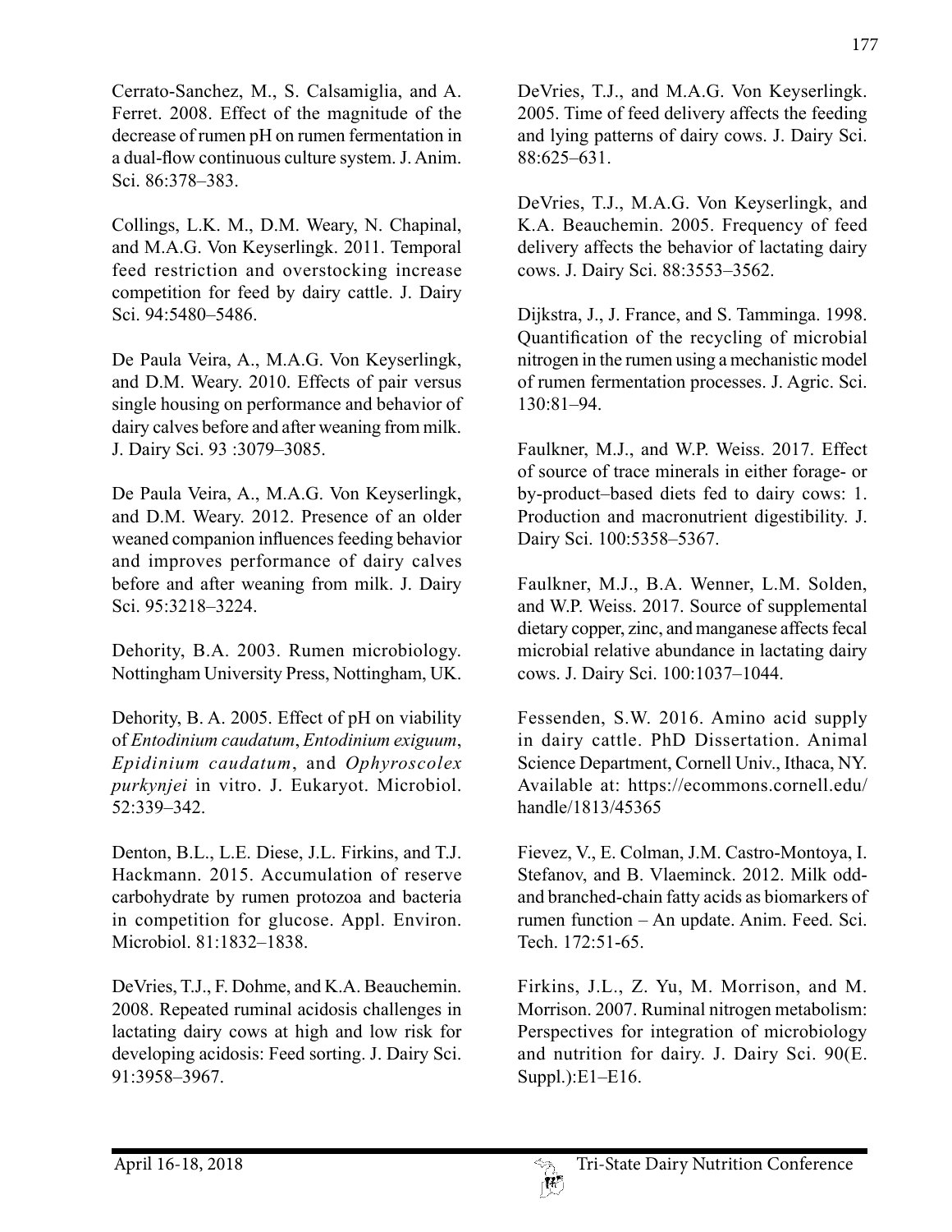Cerrato-Sanchez, M., S. Calsamiglia, and A. Ferret. 2008. Effect of the magnitude of the decrease of rumen pH on rumen fermentation in a dual-flow continuous culture system. J. Anim. Sci. 86:378–383.

Collings, L.K. M., D.M. Weary, N. Chapinal, and M.A.G. Von Keyserlingk. 2011. Temporal feed restriction and overstocking increase competition for feed by dairy cattle. J. Dairy Sci. 94:5480–5486.

De Paula Veira, A., M.A.G. Von Keyserlingk, and D.M. Weary. 2010. Effects of pair versus single housing on performance and behavior of dairy calves before and after weaning from milk. J. Dairy Sci. 93 :3079–3085.

De Paula Veira, A., M.A.G. Von Keyserlingk, and D.M. Weary. 2012. Presence of an older weaned companion influences feeding behavior and improves performance of dairy calves before and after weaning from milk. J. Dairy Sci. 95:3218–3224.

Dehority, B.A. 2003. Rumen microbiology. Nottingham University Press, Nottingham, UK.

Dehority, B. A. 2005. Effect of pH on viability of *Entodinium caudatum*, *Entodinium exiguum*, *Epidinium caudatum*, and *Ophyroscolex purkynjei* in vitro. J. Eukaryot. Microbiol. 52:339–342.

Denton, B.L., L.E. Diese, J.L. Firkins, and T.J. Hackmann. 2015. Accumulation of reserve carbohydrate by rumen protozoa and bacteria in competition for glucose. Appl. Environ. Microbiol. 81:1832–1838.

DeVries, T.J., F. Dohme, and K.A. Beauchemin. 2008. Repeated ruminal acidosis challenges in lactating dairy cows at high and low risk for developing acidosis: Feed sorting. J. Dairy Sci. 91:3958–3967.

DeVries, T.J., and M.A.G. Von Keyserlingk. 2005. Time of feed delivery affects the feeding and lying patterns of dairy cows. J. Dairy Sci. 88:625–631.

DeVries, T.J., M.A.G. Von Keyserlingk, and K.A. Beauchemin. 2005. Frequency of feed delivery affects the behavior of lactating dairy cows. J. Dairy Sci. 88:3553–3562.

Dijkstra, J., J. France, and S. Tamminga. 1998. Quantification of the recycling of microbial nitrogen in the rumen using a mechanistic model of rumen fermentation processes. J. Agric. Sci. 130:81–94.

Faulkner, M.J., and W.P. Weiss. 2017. Effect of source of trace minerals in either forage- or by-product–based diets fed to dairy cows: 1. Production and macronutrient digestibility. J. Dairy Sci. 100:5358–5367.

Faulkner, M.J., B.A. Wenner, L.M. Solden, and W.P. Weiss. 2017. Source of supplemental dietary copper, zinc, and manganese affects fecal microbial relative abundance in lactating dairy cows. J. Dairy Sci. 100:1037–1044.

Fessenden, S.W. 2016. Amino acid supply in dairy cattle. PhD Dissertation. Animal Science Department, Cornell Univ., Ithaca, NY. Available at: https://ecommons.cornell.edu/handle/1813/45365

Fievez, V., E. Colman, J.M. Castro-Montoya, I. Stefanov, and B. Vlaeminck. 2012. Milk odd- and branched-chain fatty acids as biomarkers of rumen function – An update. Anim. Feed. Sci. Tech. 172:51-65.

Firkins, J.L., Z. Yu, M. Morrison, and M. Morrison. 2007. Ruminal nitrogen metabolism: Perspectives for integration of microbiology and nutrition for dairy. J. Dairy Sci. 90(E. Suppl.):E1–E16.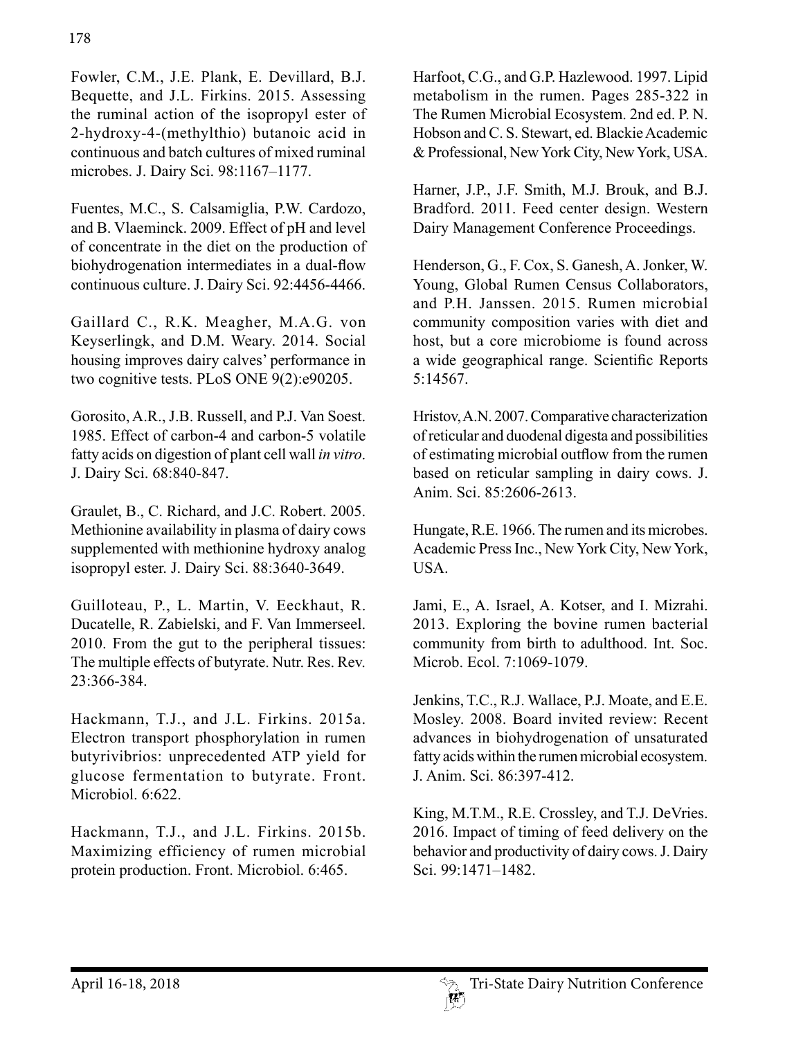Fowler, C.M., J.E. Plank, E. Devillard, B.J. Bequette, and J.L. Firkins. 2015. Assessing the ruminal action of the isopropyl ester of 2-hydroxy-4-(methylthio) butanoic acid in continuous and batch cultures of mixed ruminal microbes. J. Dairy Sci. 98:1167–1177.

Fuentes, M.C., S. Calsamiglia, P.W. Cardozo, and B. Vlaeminck. 2009. Effect of pH and level of concentrate in the diet on the production of biohydrogenation intermediates in a dual-flow continuous culture. J. Dairy Sci. 92:4456-4466.

Gaillard C., R.K. Meagher, M.A.G. von Keyserlingk, and D.M. Weary. 2014. Social housing improves dairy calves' performance in two cognitive tests. PLoS ONE 9(2):e90205.

Gorosito, A.R., J.B. Russell, and P.J. Van Soest. 1985. Effect of carbon-4 and carbon-5 volatile fatty acids on digestion of plant cell wall *in vitro*. J. Dairy Sci. 68:840-847.

Graulet, B., C. Richard, and J.C. Robert. 2005. Methionine availability in plasma of dairy cows supplemented with methionine hydroxy analog isopropyl ester. J. Dairy Sci. 88:3640-3649.

Guilloteau, P., L. Martin, V. Eeckhaut, R. Ducatelle, R. Zabielski, and F. Van Immerseel. 2010. From the gut to the peripheral tissues: The multiple effects of butyrate. Nutr. Res. Rev. 23:366-384.

Hackmann, T.J., and J.L. Firkins. 2015a. Electron transport phosphorylation in rumen butyrivibrios: unprecedented ATP yield for glucose fermentation to butyrate. Front. Microbiol. 6:622.

Hackmann, T.J., and J.L. Firkins. 2015b. Maximizing efficiency of rumen microbial protein production. Front. Microbiol. 6:465.

Harfoot, C.G., and G.P. Hazlewood. 1997. Lipid metabolism in the rumen. Pages 285-322 in The Rumen Microbial Ecosystem. 2nd ed. P. N. Hobson and C. S. Stewart, ed. Blackie Academic & Professional, New York City, New York, USA.

Harner, J.P., J.F. Smith, M.J. Brouk, and B.J. Bradford. 2011. Feed center design. Western Dairy Management Conference Proceedings.

Henderson, G., F. Cox, S. Ganesh, A. Jonker, W. Young, Global Rumen Census Collaborators, and P.H. Janssen. 2015. Rumen microbial community composition varies with diet and host, but a core microbiome is found across a wide geographical range. Scientific Reports 5:14567.

Hristov, A.N. 2007. Comparative characterization of reticular and duodenal digesta and possibilities of estimating microbial outflow from the rumen based on reticular sampling in dairy cows. J. Anim. Sci. 85:2606-2613.

Hungate, R.E. 1966. The rumen and its microbes. Academic Press Inc., New York City, New York, USA.

Jami, E., A. Israel, A. Kotser, and I. Mizrahi. 2013. Exploring the bovine rumen bacterial community from birth to adulthood. Int. Soc. Microb. Ecol. 7:1069-1079.

Jenkins, T.C., R.J. Wallace, P.J. Moate, and E.E. Mosley. 2008. Board invited review: Recent advances in biohydrogenation of unsaturated fatty acids within the rumen microbial ecosystem. J. Anim. Sci. 86:397-412.

King, M.T.M., R.E. Crossley, and T.J. DeVries. 2016. Impact of timing of feed delivery on the behavior and productivity of dairy cows. J. Dairy Sci. 99:1471–1482.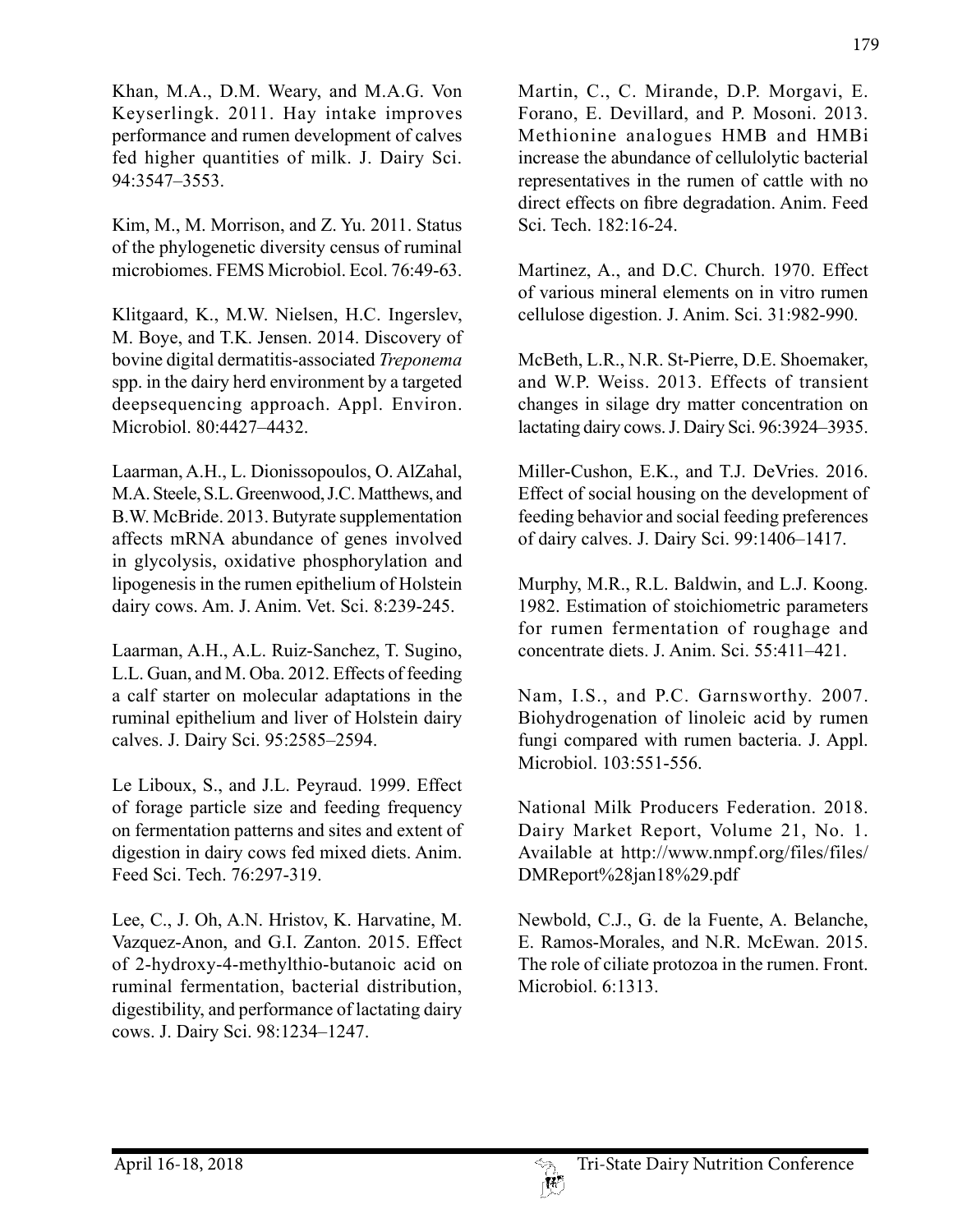Khan, M.A., D.M. Weary, and M.A.G. Von Keyserlingk. 2011. Hay intake improves performance and rumen development of calves fed higher quantities of milk. J. Dairy Sci. 94:3547–3553.

Kim, M., M. Morrison, and Z. Yu. 2011. Status of the phylogenetic diversity census of ruminal microbiomes. FEMS Microbiol. Ecol. 76:49-63.

Klitgaard, K., M.W. Nielsen, H.C. Ingerslev, M. Boye, and T.K. Jensen. 2014. Discovery of bovine digital dermatitis-associated *Treponema* spp. in the dairy herd environment by a targeted deepsequencing approach. Appl. Environ. Microbiol. 80:4427–4432.

Laarman, A.H., L. Dionissopoulos, O. AlZahal, M.A. Steele, S.L. Greenwood, J.C. Matthews, and B.W. McBride. 2013. Butyrate supplementation affects mRNA abundance of genes involved in glycolysis, oxidative phosphorylation and lipogenesis in the rumen epithelium of Holstein dairy cows. Am. J. Anim. Vet. Sci. 8:239-245.

Laarman, A.H., A.L. Ruiz-Sanchez, T. Sugino, L.L. Guan, and M. Oba. 2012. Effects of feeding a calf starter on molecular adaptations in the ruminal epithelium and liver of Holstein dairy calves. J. Dairy Sci. 95:2585–2594.

Le Liboux, S., and J.L. Peyraud. 1999. Effect of forage particle size and feeding frequency on fermentation patterns and sites and extent of digestion in dairy cows fed mixed diets. Anim. Feed Sci. Tech. 76:297-319.

Lee, C., J. Oh, A.N. Hristov, K. Harvatine, M. Vazquez-Anon, and G.I. Zanton. 2015. Effect of 2-hydroxy-4-methylthio-butanoic acid on ruminal fermentation, bacterial distribution, digestibility, and performance of lactating dairy cows. J. Dairy Sci. 98:1234–1247.

Martin, C., C. Mirande, D.P. Morgavi, E. Forano, E. Devillard, and P. Mosoni. 2013. Methionine analogues HMB and HMBi increase the abundance of cellulolytic bacterial representatives in the rumen of cattle with no direct effects on fibre degradation. Anim. Feed Sci. Tech. 182:16-24.

Martinez, A., and D.C. Church. 1970. Effect of various mineral elements on in vitro rumen cellulose digestion. J. Anim. Sci. 31:982-990.

McBeth, L.R., N.R. St-Pierre, D.E. Shoemaker, and W.P. Weiss. 2013. Effects of transient changes in silage dry matter concentration on lactating dairy cows. J. Dairy Sci. 96:3924–3935.

Miller-Cushon, E.K., and T.J. DeVries. 2016. Effect of social housing on the development of feeding behavior and social feeding preferences of dairy calves. J. Dairy Sci. 99:1406–1417.

Murphy, M.R., R.L. Baldwin, and L.J. Koong. 1982. Estimation of stoichiometric parameters for rumen fermentation of roughage and concentrate diets. J. Anim. Sci. 55:411–421.

Nam, I.S., and P.C. Garnsworthy. 2007. Biohydrogenation of linoleic acid by rumen fungi compared with rumen bacteria. J. Appl. Microbiol. 103:551-556.

National Milk Producers Federation. 2018. Dairy Market Report, Volume 21, No. 1. Available at http://www.nmpf.org/files/files/DMReport%28jan18%29.pdf

Newbold, C.J., G. de la Fuente, A. Belanche, E. Ramos-Morales, and N.R. McEwan. 2015. The role of ciliate protozoa in the rumen. Front. Microbiol. 6:1313.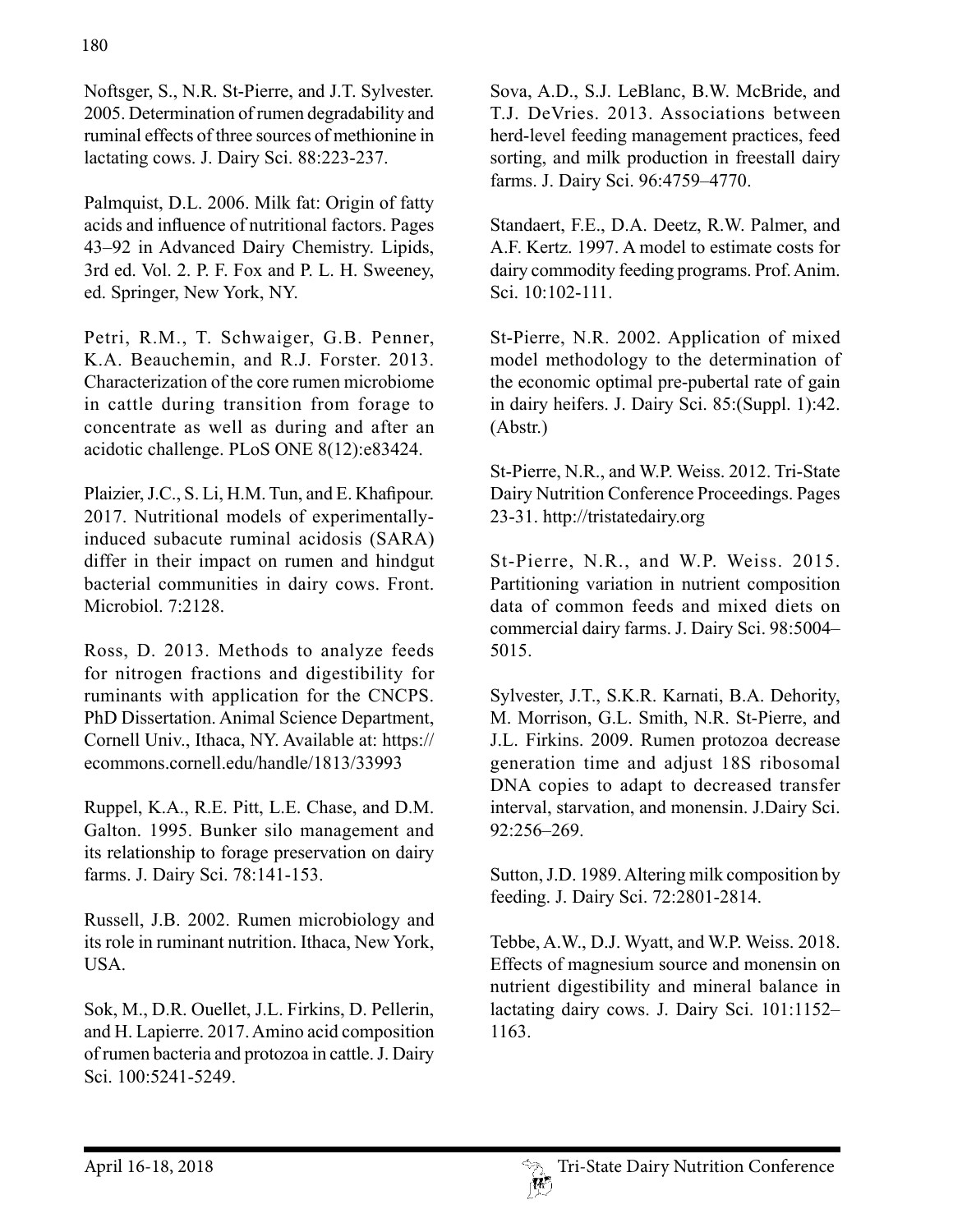Noftsger, S., N.R. St-Pierre, and J.T. Sylvester. 2005. Determination of rumen degradability and ruminal effects of three sources of methionine in lactating cows. J. Dairy Sci. 88:223-237.

Palmquist, D.L. 2006. Milk fat: Origin of fatty acids and influence of nutritional factors. Pages 43–92 in Advanced Dairy Chemistry. Lipids, 3rd ed. Vol. 2. P. F. Fox and P. L. H. Sweeney, ed. Springer, New York, NY.

Petri, R.M., T. Schwaiger, G.B. Penner, K.A. Beauchemin, and R.J. Forster. 2013. Characterization of the core rumen microbiome in cattle during transition from forage to concentrate as well as during and after an acidotic challenge. PLoS ONE 8(12):e83424.

Plaizier, J.C., S. Li, H.M. Tun, and E. Khafipour. 2017. Nutritional models of experimentally-induced subacute ruminal acidosis (SARA) differ in their impact on rumen and hindgut bacterial communities in dairy cows. Front. Microbiol. 7:2128.

Ross, D. 2013. Methods to analyze feeds for nitrogen fractions and digestibility for ruminants with application for the CNCPS. PhD Dissertation. Animal Science Department, Cornell Univ., Ithaca, NY. Available at: https://ecommons.cornell.edu/handle/1813/33993

Ruppel, K.A., R.E. Pitt, L.E. Chase, and D.M. Galton. 1995. Bunker silo management and its relationship to forage preservation on dairy farms. J. Dairy Sci. 78:141-153.

Russell, J.B. 2002. Rumen microbiology and its role in ruminant nutrition. Ithaca, New York, USA.

Sok, M., D.R. Ouellet, J.L. Firkins, D. Pellerin, and H. Lapierre. 2017. Amino acid composition of rumen bacteria and protozoa in cattle. J. Dairy Sci. 100:5241-5249.

Sova, A.D., S.J. LeBlanc, B.W. McBride, and T.J. DeVries. 2013. Associations between herd-level feeding management practices, feed sorting, and milk production in freestall dairy farms. J. Dairy Sci. 96:4759–4770.

Standaert, F.E., D.A. Deetz, R.W. Palmer, and A.F. Kertz. 1997. A model to estimate costs for dairy commodity feeding programs. Prof. Anim. Sci. 10:102-111.

St-Pierre, N.R. 2002. Application of mixed model methodology to the determination of the economic optimal pre-pubertal rate of gain in dairy heifers. J. Dairy Sci. 85:(Suppl. 1):42. (Abstr.)

St-Pierre, N.R., and W.P. Weiss. 2012. Tri-State Dairy Nutrition Conference Proceedings. Pages 23-31. http://tristatedairy.org

St-Pierre, N.R., and W.P. Weiss. 2015. Partitioning variation in nutrient composition data of common feeds and mixed diets on commercial dairy farms. J. Dairy Sci. 98:5004–5015.

Sylvester, J.T., S.K.R. Karnati, B.A. Dehority, M. Morrison, G.L. Smith, N.R. St-Pierre, and J.L. Firkins. 2009. Rumen protozoa decrease generation time and adjust 18S ribosomal DNA copies to adapt to decreased transfer interval, starvation, and monensin. J.Dairy Sci. 92:256–269.

Sutton, J.D. 1989. Altering milk composition by feeding. J. Dairy Sci. 72:2801-2814.

Tebbe, A.W., D.J. Wyatt, and W.P. Weiss. 2018. Effects of magnesium source and monensin on nutrient digestibility and mineral balance in lactating dairy cows. J. Dairy Sci. 101:1152–1163.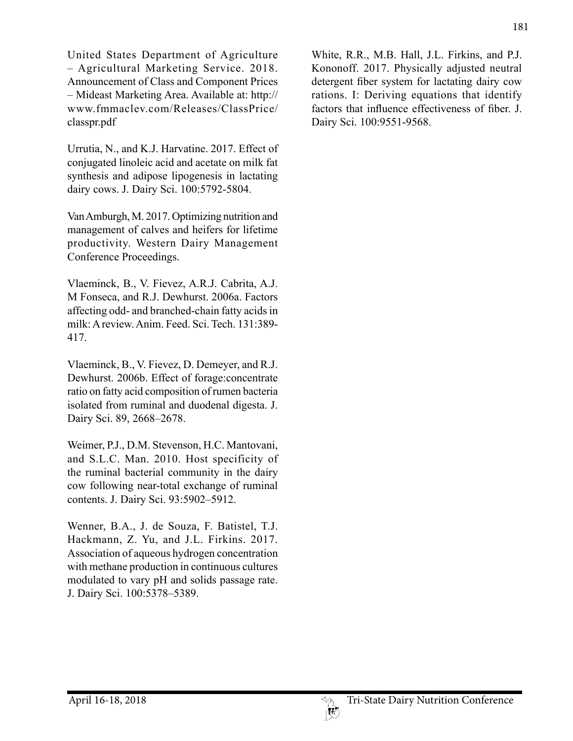United States Department of Agriculture – Agricultural Marketing Service. 2018. Announcement of Class and Component Prices – Mideast Marketing Area. Available at: http://www.fmmaclev.com/Releases/ClassPrice/classpr.pdf

Urrutia, N., and K.J. Harvatine. 2017. Effect of conjugated linoleic acid and acetate on milk fat synthesis and adipose lipogenesis in lactating dairy cows. J. Dairy Sci. 100:5792-5804.

Van Amburgh, M. 2017. Optimizing nutrition and management of calves and heifers for lifetime productivity. Western Dairy Management Conference Proceedings.

Vlaeminck, B., V. Fievez, A.R.J. Cabrita, A.J. M Fonseca, and R.J. Dewhurst. 2006a. Factors affecting odd- and branched-chain fatty acids in milk: A review. Anim. Feed. Sci. Tech. 131:389-417.

Vlaeminck, B., V. Fievez, D. Demeyer, and R.J. Dewhurst. 2006b. Effect of forage:concentrate ratio on fatty acid composition of rumen bacteria isolated from ruminal and duodenal digesta. J. Dairy Sci. 89, 2668–2678.

Weimer, P.J., D.M. Stevenson, H.C. Mantovani, and S.L.C. Man. 2010. Host specificity of the ruminal bacterial community in the dairy cow following near-total exchange of ruminal contents. J. Dairy Sci. 93:5902–5912.

Wenner, B.A., J. de Souza, F. Batistel, T.J. Hackmann, Z. Yu, and J.L. Firkins. 2017. Association of aqueous hydrogen concentration with methane production in continuous cultures modulated to vary pH and solids passage rate. J. Dairy Sci. 100:5378–5389.

White, R.R., M.B. Hall, J.L. Firkins, and P.J. Kononoff. 2017. Physically adjusted neutral detergent fiber system for lactating dairy cow rations. I: Deriving equations that identify factors that influence effectiveness of fiber. J. Dairy Sci. 100:9551-9568.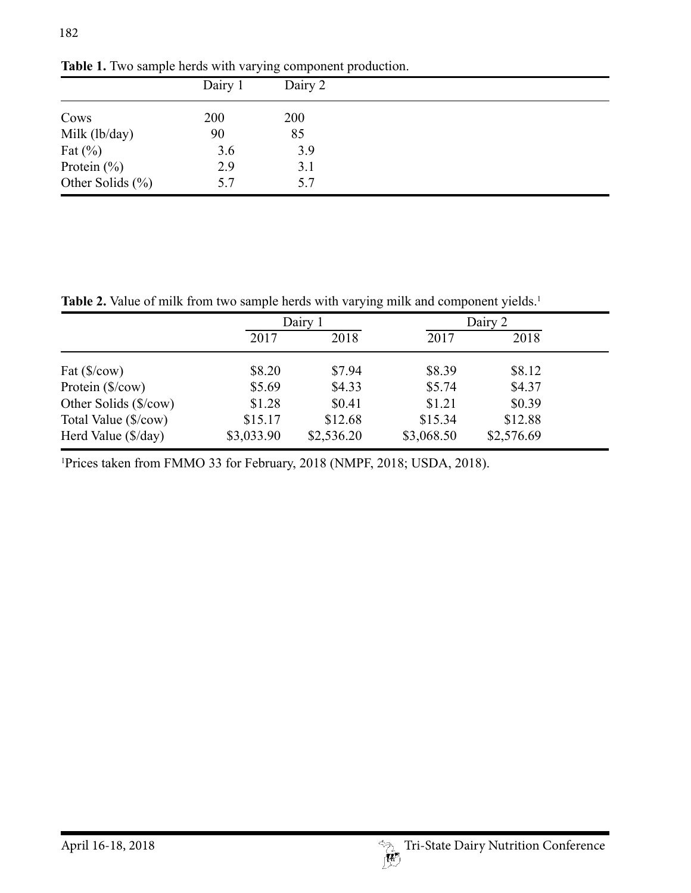**Table 1.** Two sample herds with varying component production.

| | Dairy 1 | Dairy 2 |
|---|---|---|
| Cows | 200 | 200 |
| Milk (lb/day) | 90 | 85 |
| Fat (%) | 3.6 | 3.9 |
| Protein (%) | 2.9 | 3.1 |
| Other Solids (%) | 5.7 | 5.7 |

**Table 2.** Value of milk from two sample herds with varying milk and component yields.[1]

| | Dairy 1 | | Dairy 2 | |
|---|---|---|---|---|
| | 2017 | 2018 | 2017 | 2018 |
| Fat ($/cow) | $8.20 | $7.94 | $8.39 | $8.12 |
| Protein ($/cow) | $5.69 | $4.33 | $5.74 | $4.37 |
| Other Solids ($/cow) | $1.28 | $0.41 | $1.21 | $0.39 |
| Total Value ($/cow) | $15.17 | $12.68 | $15.34 | $12.88 |
| Herd Value ($/day) | $3,033.90 | $2,536.20 | $3,068.50 | $2,576.69 |

[1]Prices taken from FMMO 33 for February, 2018 (NMPF, 2018; USDA, 2018).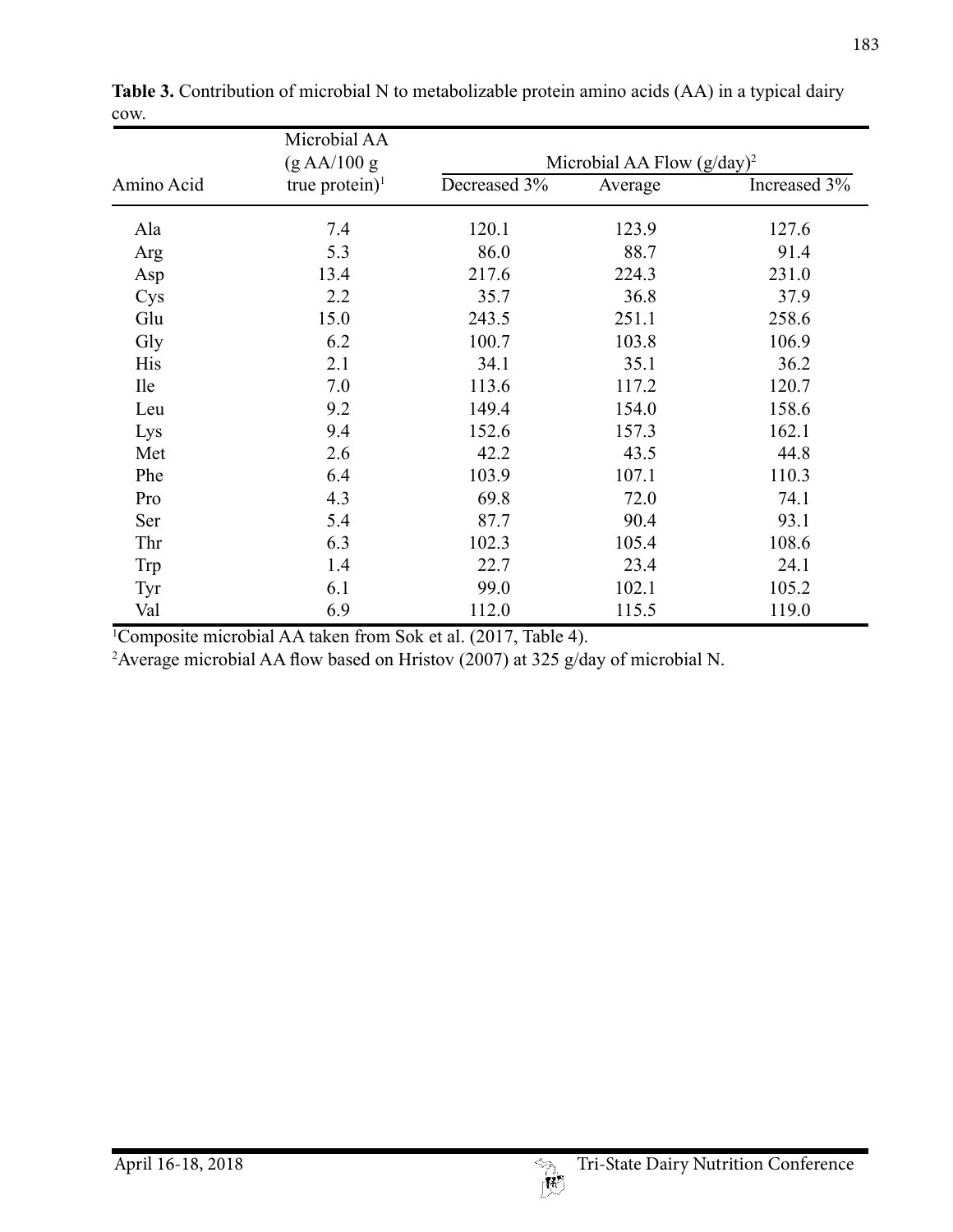**Table 3.** Contribution of microbial N to metabolizable protein amino acids (AA) in a typical dairy cow.

| Amino Acid | Microbial AA (g AA/100 g true protein)[1] | Microbial AA Flow (g/day)[2] | | |
|---|---|---|---|---|
| | | Decreased 3% | Average | Increased 3% |
| Ala | 7.4 | 120.1 | 123.9 | 127.6 |
| Arg | 5.3 | 86.0 | 88.7 | 91.4 |
| Asp | 13.4 | 217.6 | 224.3 | 231.0 |
| Cys | 2.2 | 35.7 | 36.8 | 37.9 |
| Glu | 15.0 | 243.5 | 251.1 | 258.6 |
| Gly | 6.2 | 100.7 | 103.8 | 106.9 |
| His | 2.1 | 34.1 | 35.1 | 36.2 |
| Ile | 7.0 | 113.6 | 117.2 | 120.7 |
| Leu | 9.2 | 149.4 | 154.0 | 158.6 |
| Lys | 9.4 | 152.6 | 157.3 | 162.1 |
| Met | 2.6 | 42.2 | 43.5 | 44.8 |
| Phe | 6.4 | 103.9 | 107.1 | 110.3 |
| Pro | 4.3 | 69.8 | 72.0 | 74.1 |
| Ser | 5.4 | 87.7 | 90.4 | 93.1 |
| Thr | 6.3 | 102.3 | 105.4 | 108.6 |
| Trp | 1.4 | 22.7 | 23.4 | 24.1 |
| Tyr | 6.1 | 99.0 | 102.1 | 105.2 |
| Val | 6.9 | 112.0 | 115.5 | 119.0 |

[1]Composite microbial AA taken from Sok et al. (2017, Table 4).

[2]Average microbial AA flow based on Hristov (2007) at 325 g/day of microbial N.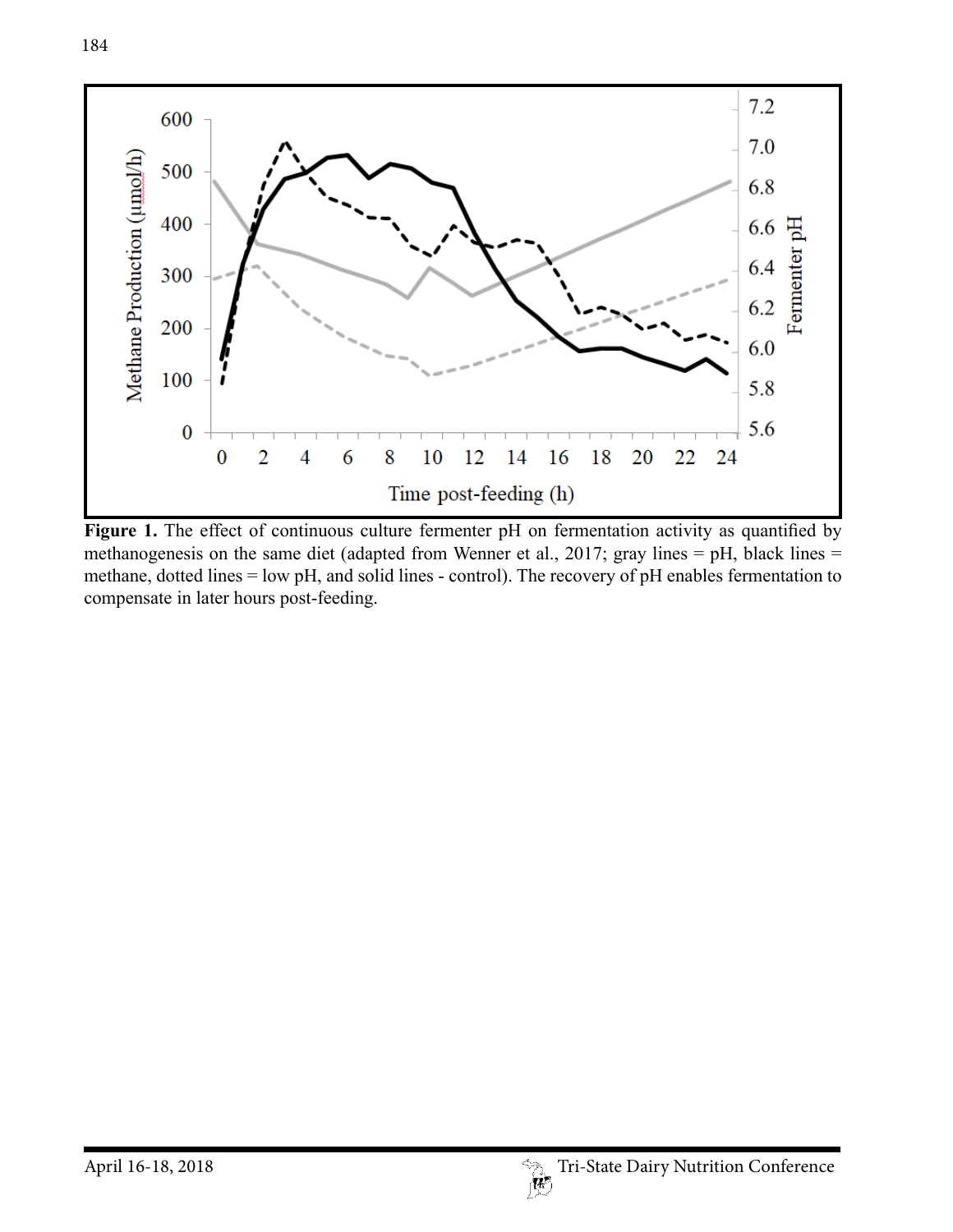**Figure 1.** The effect of continuous culture fermenter pH on fermentation activity as quantified by methanogenesis on the same diet (adapted from Wenner et al., 2017; gray lines = pH, black lines = methane, dotted lines = low pH, and solid lines - control). The recovery of pH enables fermentation to compensate in later hours post-feeding.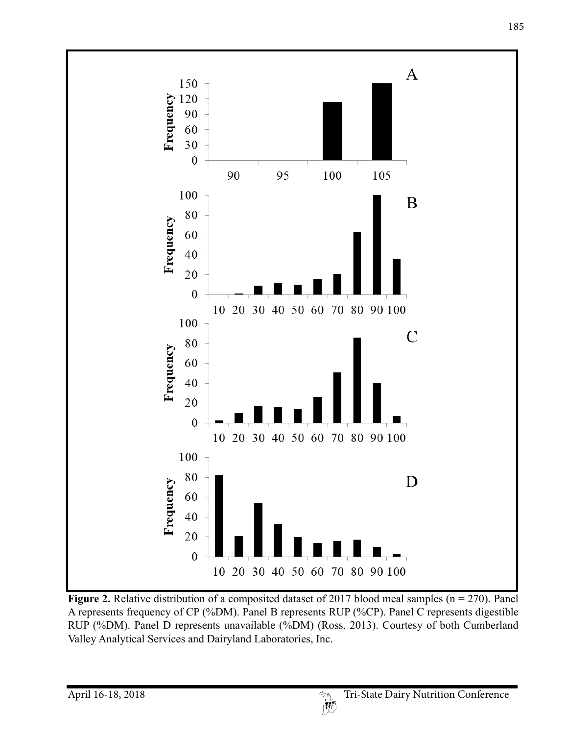A

Frequency

150
120
90
60
30
0

90 95 100 105

B

Frequency

100
80
60
40
20
0

10 20 30 40 50 60 70 80 90 100

C

Frequency

100
80
60
40
20
0

10 20 30 40 50 60 70 80 90 100

D

Frequency

100
80
60
40
20
0

10 20 30 40 50 60 70 80 90 100

**Figure 2.** Relative distribution of a composited dataset of 2017 blood meal samples (n = 270). Panel A represents frequency of CP (%DM). Panel B represents RUP (%CP). Panel C represents digestible RUP (%DM). Panel D represents unavailable (%DM) (Ross, 2013). Courtesy of both Cumberland Valley Analytical Services and Dairyland Laboratories, Inc.